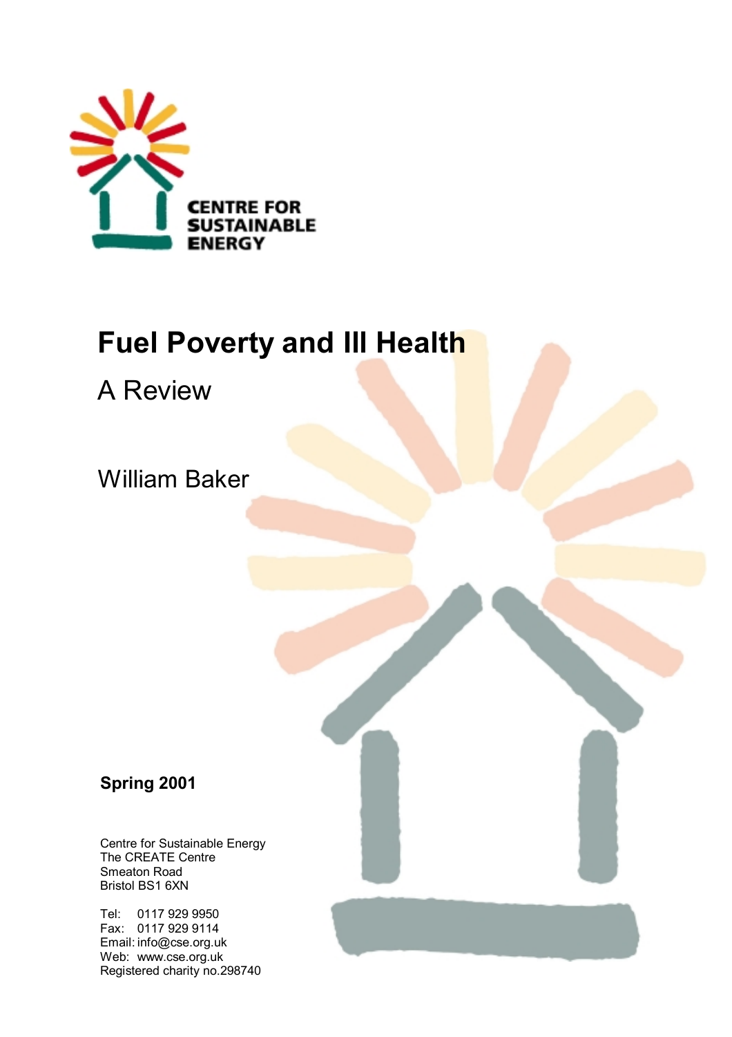CENTRE FOR SUSTAINABLE ENERGY

# Fuel Poverty and Ill Health

## A Review

William Baker

**Spring 2001**

Centre for Sustainable Energy
The CREATE Centre
Smeaton Road
Bristol BS1 6XN

Tel: 0117 929 9950
Fax: 0117 929 9114
Email: info@cse.org.uk
Web: www.cse.org.uk
Registered charity no.298740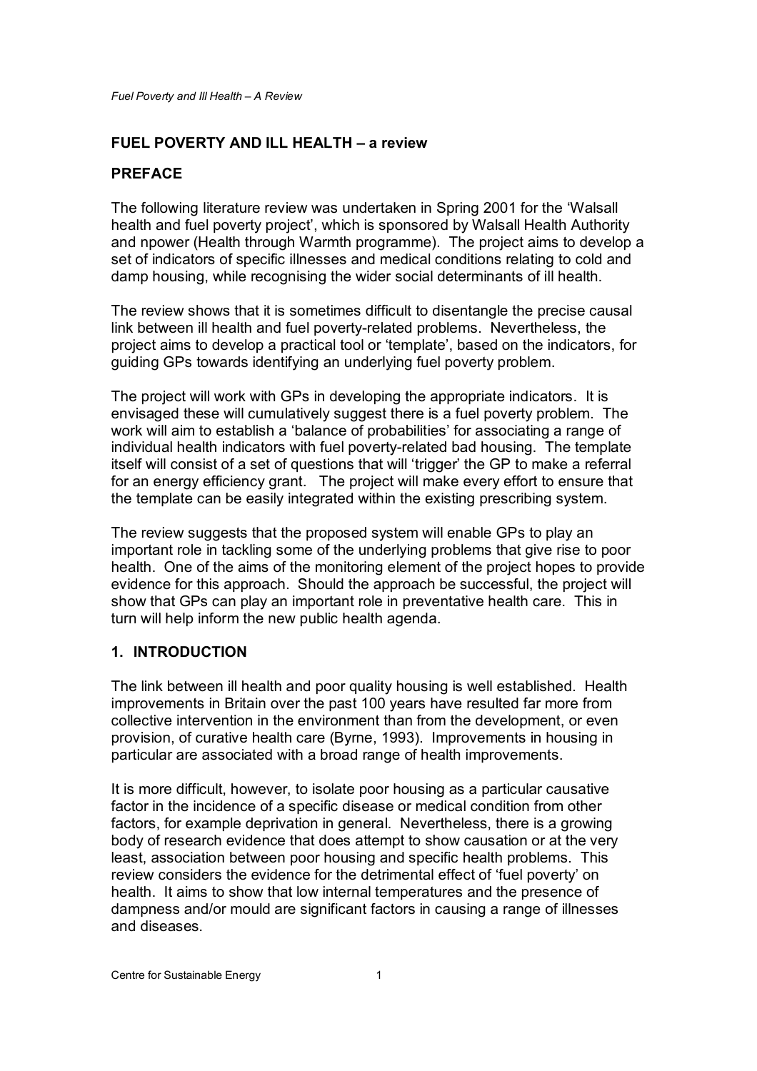## FUEL POVERTY AND ILL HEALTH – a review

## PREFACE

The following literature review was undertaken in Spring 2001 for the 'Walsall health and fuel poverty project', which is sponsored by Walsall Health Authority and npower (Health through Warmth programme). The project aims to develop a set of indicators of specific illnesses and medical conditions relating to cold and damp housing, while recognising the wider social determinants of ill health.

The review shows that it is sometimes difficult to disentangle the precise causal link between ill health and fuel poverty-related problems. Nevertheless, the project aims to develop a practical tool or 'template', based on the indicators, for guiding GPs towards identifying an underlying fuel poverty problem.

The project will work with GPs in developing the appropriate indicators. It is envisaged these will cumulatively suggest there is a fuel poverty problem. The work will aim to establish a 'balance of probabilities' for associating a range of individual health indicators with fuel poverty-related bad housing. The template itself will consist of a set of questions that will 'trigger' the GP to make a referral for an energy efficiency grant. The project will make every effort to ensure that the template can be easily integrated within the existing prescribing system.

The review suggests that the proposed system will enable GPs to play an important role in tackling some of the underlying problems that give rise to poor health. One of the aims of the monitoring element of the project hopes to provide evidence for this approach. Should the approach be successful, the project will show that GPs can play an important role in preventative health care. This in turn will help inform the new public health agenda.

## 1. INTRODUCTION

The link between ill health and poor quality housing is well established. Health improvements in Britain over the past 100 years have resulted far more from collective intervention in the environment than from the development, or even provision, of curative health care (Byrne, 1993). Improvements in housing in particular are associated with a broad range of health improvements.

It is more difficult, however, to isolate poor housing as a particular causative factor in the incidence of a specific disease or medical condition from other factors, for example deprivation in general. Nevertheless, there is a growing body of research evidence that does attempt to show causation or at the very least, association between poor housing and specific health problems. This review considers the evidence for the detrimental effect of 'fuel poverty' on health. It aims to show that low internal temperatures and the presence of dampness and/or mould are significant factors in causing a range of illnesses and diseases.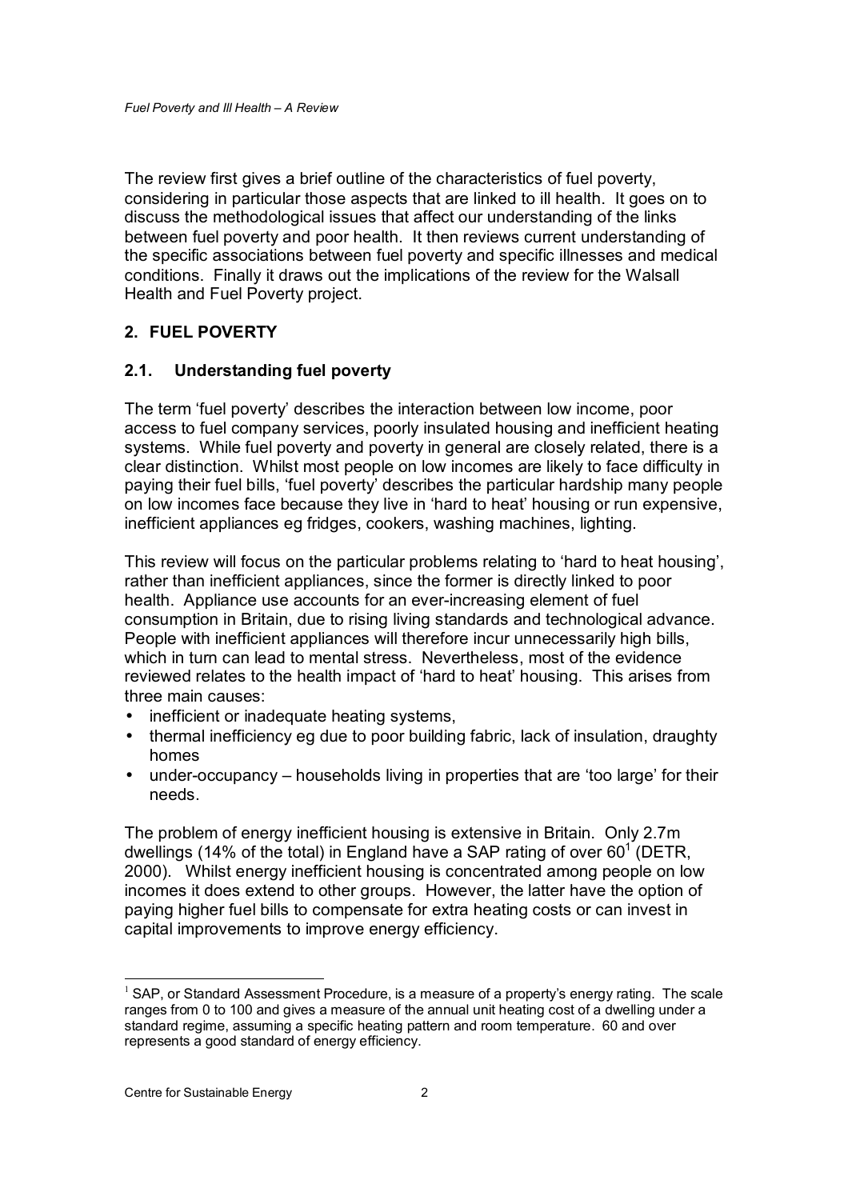The review first gives a brief outline of the characteristics of fuel poverty, considering in particular those aspects that are linked to ill health. It goes on to discuss the methodological issues that affect our understanding of the links between fuel poverty and poor health. It then reviews current understanding of the specific associations between fuel poverty and specific illnesses and medical conditions. Finally it draws out the implications of the review for the Walsall Health and Fuel Poverty project.

## 2. FUEL POVERTY

### 2.1. Understanding fuel poverty

The term 'fuel poverty' describes the interaction between low income, poor access to fuel company services, poorly insulated housing and inefficient heating systems. While fuel poverty and poverty in general are closely related, there is a clear distinction. Whilst most people on low incomes are likely to face difficulty in paying their fuel bills, 'fuel poverty' describes the particular hardship many people on low incomes face because they live in 'hard to heat' housing or run expensive, inefficient appliances eg fridges, cookers, washing machines, lighting.

This review will focus on the particular problems relating to 'hard to heat housing', rather than inefficient appliances, since the former is directly linked to poor health. Appliance use accounts for an ever-increasing element of fuel consumption in Britain, due to rising living standards and technological advance. People with inefficient appliances will therefore incur unnecessarily high bills, which in turn can lead to mental stress. Nevertheless, most of the evidence reviewed relates to the health impact of 'hard to heat' housing. This arises from three main causes:

- inefficient or inadequate heating systems,
- thermal inefficiency eg due to poor building fabric, lack of insulation, draughty homes
- under-occupancy – households living in properties that are 'too large' for their needs.

The problem of energy inefficient housing is extensive in Britain. Only 2.7m dwellings (14% of the total) in England have a SAP rating of over 60[1] (DETR, 2000). Whilst energy inefficient housing is concentrated among people on low incomes it does extend to other groups. However, the latter have the option of paying higher fuel bills to compensate for extra heating costs or can invest in capital improvements to improve energy efficiency.

[1] SAP, or Standard Assessment Procedure, is a measure of a property's energy rating. The scale ranges from 0 to 100 and gives a measure of the annual unit heating cost of a dwelling under a standard regime, assuming a specific heating pattern and room temperature. 60 and over represents a good standard of energy efficiency.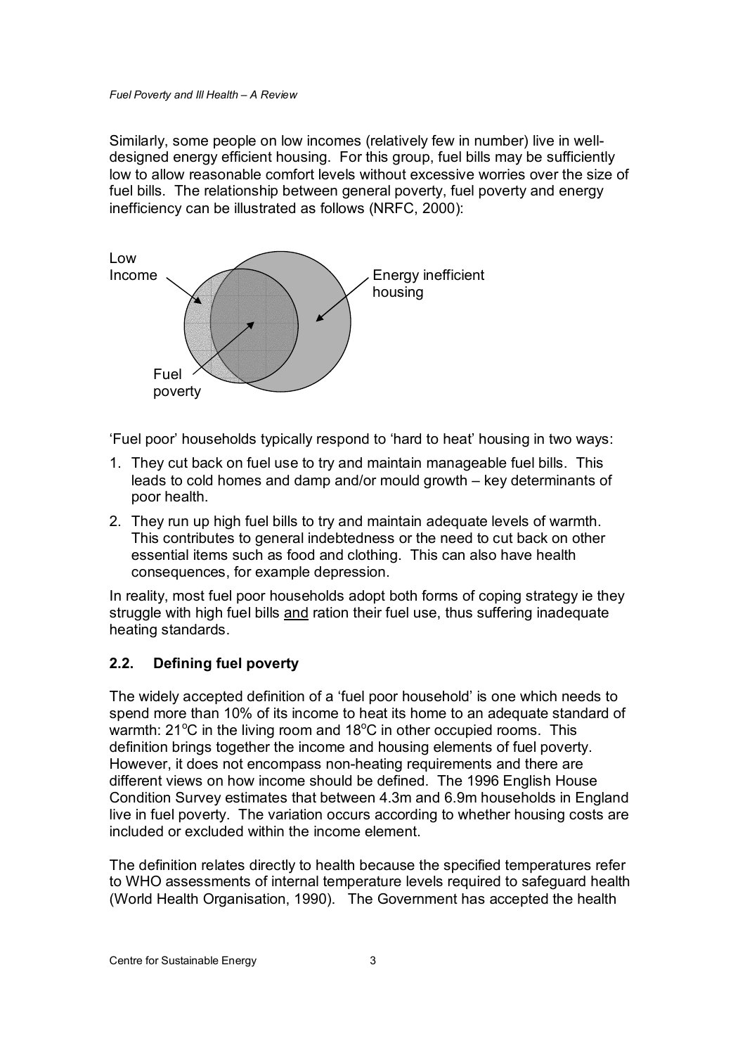Similarly, some people on low incomes (relatively few in number) live in well-designed energy efficient housing. For this group, fuel bills may be sufficiently low to allow reasonable comfort levels without excessive worries over the size of fuel bills. The relationship between general poverty, fuel poverty and energy inefficiency can be illustrated as follows (NRFC, 2000):

Low Income

Energy inefficient housing

Fuel poverty

'Fuel poor' households typically respond to 'hard to heat' housing in two ways:

1. They cut back on fuel use to try and maintain manageable fuel bills. This leads to cold homes and damp and/or mould growth – key determinants of poor health.
2. They run up high fuel bills to try and maintain adequate levels of warmth. This contributes to general indebtedness or the need to cut back on other essential items such as food and clothing. This can also have health consequences, for example depression.

In reality, most fuel poor households adopt both forms of coping strategy ie they struggle with high fuel bills <u>and</u> ration their fuel use, thus suffering inadequate heating standards.

### 2.2. Defining fuel poverty

The widely accepted definition of a 'fuel poor household' is one which needs to spend more than 10% of its income to heat its home to an adequate standard of warmth: 21°C in the living room and 18°C in other occupied rooms. This definition brings together the income and housing elements of fuel poverty. However, it does not encompass non-heating requirements and there are different views on how income should be defined. The 1996 English House Condition Survey estimates that between 4.3m and 6.9m households in England live in fuel poverty. The variation occurs according to whether housing costs are included or excluded within the income element.

The definition relates directly to health because the specified temperatures refer to WHO assessments of internal temperature levels required to safeguard health (World Health Organisation, 1990). The Government has accepted the health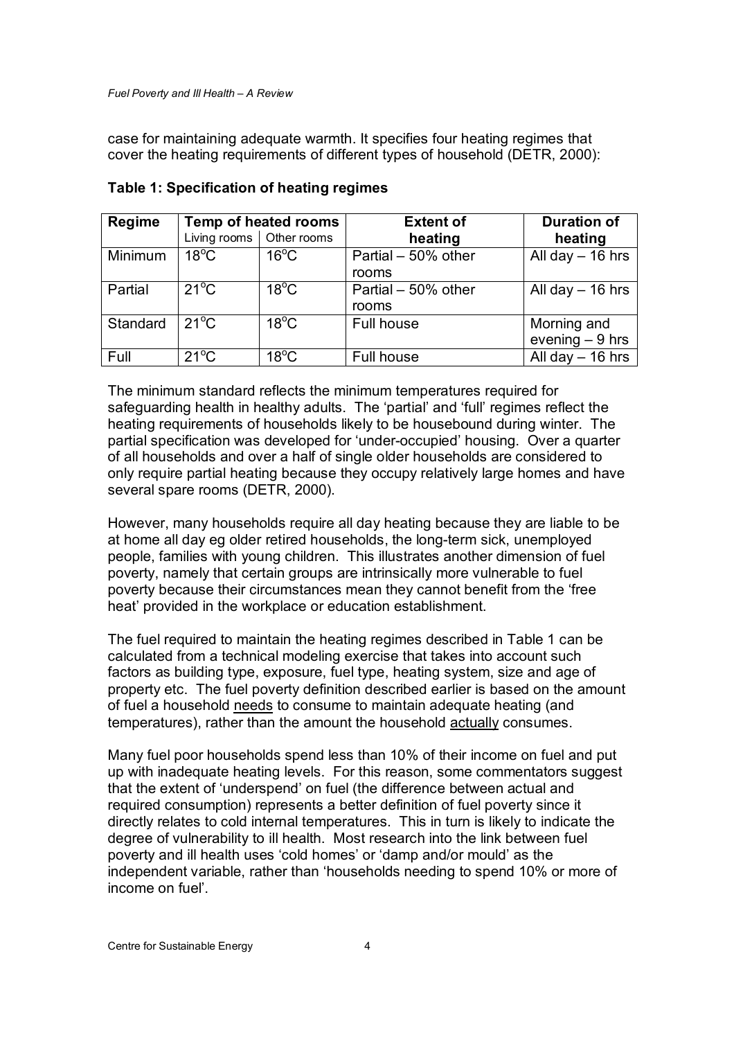case for maintaining adequate warmth. It specifies four heating regimes that cover the heating requirements of different types of household (DETR, 2000):

**Table 1: Specification of heating regimes**

| Regime | Temp of heated rooms | | Extent of heating | Duration of heating |
|---|---|---|---|---|
| | Living rooms | Other rooms | | |
| Minimum | 18°C | 16°C | Partial – 50% other rooms | All day – 16 hrs |
| Partial | 21°C | 18°C | Partial – 50% other rooms | All day – 16 hrs |
| Standard | 21°C | 18°C | Full house | Morning and evening – 9 hrs |
| Full | 21°C | 18°C | Full house | All day – 16 hrs |

The minimum standard reflects the minimum temperatures required for safeguarding health in healthy adults. The 'partial' and 'full' regimes reflect the heating requirements of households likely to be housebound during winter. The partial specification was developed for 'under-occupied' housing. Over a quarter of all households and over a half of single older households are considered to only require partial heating because they occupy relatively large homes and have several spare rooms (DETR, 2000).

However, many households require all day heating because they are liable to be at home all day eg older retired households, the long-term sick, unemployed people, families with young children. This illustrates another dimension of fuel poverty, namely that certain groups are intrinsically more vulnerable to fuel poverty because their circumstances mean they cannot benefit from the 'free heat' provided in the workplace or education establishment.

The fuel required to maintain the heating regimes described in Table 1 can be calculated from a technical modeling exercise that takes into account such factors as building type, exposure, fuel type, heating system, size and age of property etc. The fuel poverty definition described earlier is based on the amount of fuel a household needs to consume to maintain adequate heating (and temperatures), rather than the amount the household actually consumes.

Many fuel poor households spend less than 10% of their income on fuel and put up with inadequate heating levels. For this reason, some commentators suggest that the extent of 'underspend' on fuel (the difference between actual and required consumption) represents a better definition of fuel poverty since it directly relates to cold internal temperatures. This in turn is likely to indicate the degree of vulnerability to ill health. Most research into the link between fuel poverty and ill health uses 'cold homes' or 'damp and/or mould' as the independent variable, rather than 'households needing to spend 10% or more of income on fuel'.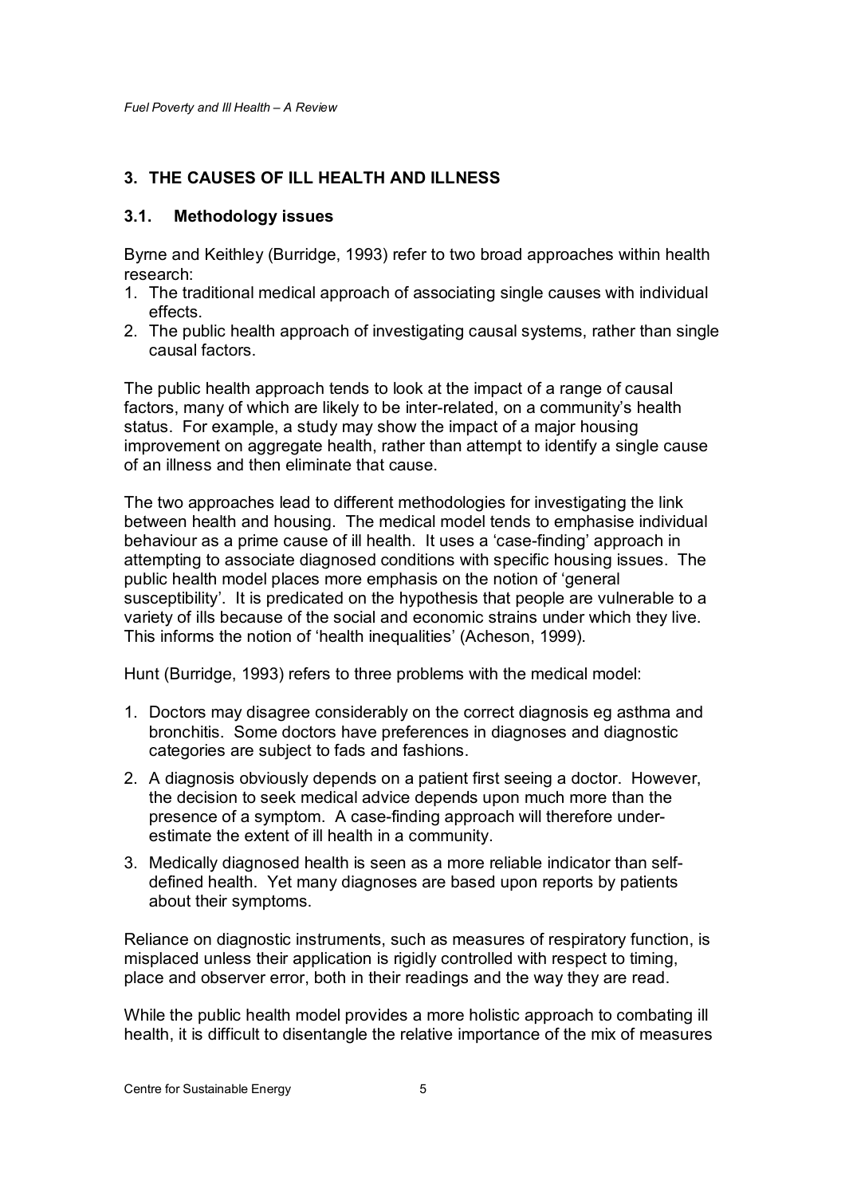## 3. THE CAUSES OF ILL HEALTH AND ILLNESS

### 3.1. Methodology issues

Byrne and Keithley (Burridge, 1993) refer to two broad approaches within health research:

1. The traditional medical approach of associating single causes with individual effects.
2. The public health approach of investigating causal systems, rather than single causal factors.

The public health approach tends to look at the impact of a range of causal factors, many of which are likely to be inter-related, on a community's health status. For example, a study may show the impact of a major housing improvement on aggregate health, rather than attempt to identify a single cause of an illness and then eliminate that cause.

The two approaches lead to different methodologies for investigating the link between health and housing. The medical model tends to emphasise individual behaviour as a prime cause of ill health. It uses a 'case-finding' approach in attempting to associate diagnosed conditions with specific housing issues. The public health model places more emphasis on the notion of 'general susceptibility'. It is predicated on the hypothesis that people are vulnerable to a variety of ills because of the social and economic strains under which they live. This informs the notion of 'health inequalities' (Acheson, 1999).

Hunt (Burridge, 1993) refers to three problems with the medical model:

1. Doctors may disagree considerably on the correct diagnosis eg asthma and bronchitis. Some doctors have preferences in diagnoses and diagnostic categories are subject to fads and fashions.
2. A diagnosis obviously depends on a patient first seeing a doctor. However, the decision to seek medical advice depends upon much more than the presence of a symptom. A case-finding approach will therefore under-estimate the extent of ill health in a community.
3. Medically diagnosed health is seen as a more reliable indicator than self-defined health. Yet many diagnoses are based upon reports by patients about their symptoms.

Reliance on diagnostic instruments, such as measures of respiratory function, is misplaced unless their application is rigidly controlled with respect to timing, place and observer error, both in their readings and the way they are read.

While the public health model provides a more holistic approach to combating ill health, it is difficult to disentangle the relative importance of the mix of measures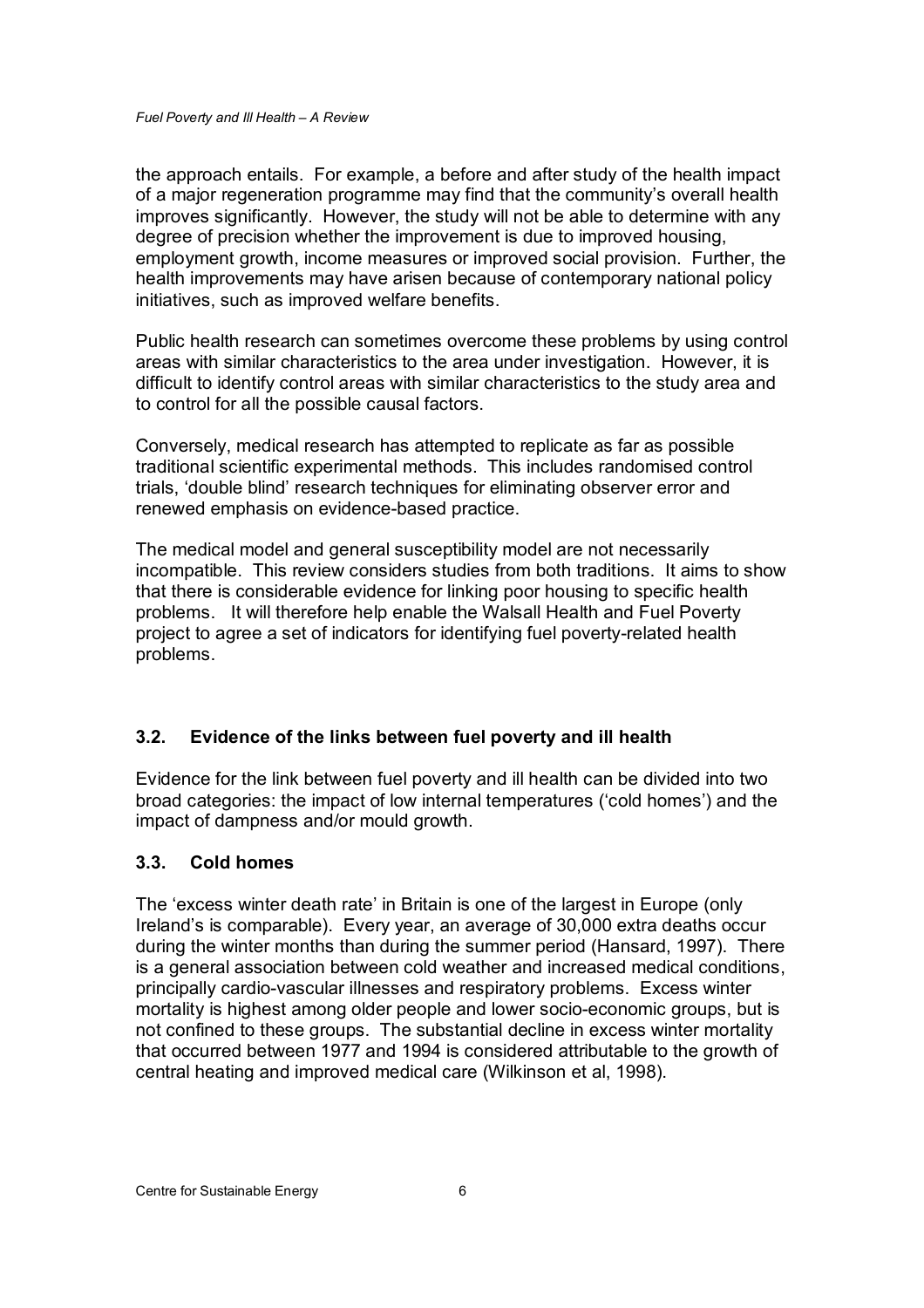the approach entails. For example, a before and after study of the health impact of a major regeneration programme may find that the community's overall health improves significantly. However, the study will not be able to determine with any degree of precision whether the improvement is due to improved housing, employment growth, income measures or improved social provision. Further, the health improvements may have arisen because of contemporary national policy initiatives, such as improved welfare benefits.

Public health research can sometimes overcome these problems by using control areas with similar characteristics to the area under investigation. However, it is difficult to identify control areas with similar characteristics to the study area and to control for all the possible causal factors.

Conversely, medical research has attempted to replicate as far as possible traditional scientific experimental methods. This includes randomised control trials, 'double blind' research techniques for eliminating observer error and renewed emphasis on evidence-based practice.

The medical model and general susceptibility model are not necessarily incompatible. This review considers studies from both traditions. It aims to show that there is considerable evidence for linking poor housing to specific health problems. It will therefore help enable the Walsall Health and Fuel Poverty project to agree a set of indicators for identifying fuel poverty-related health problems.

### 3.2. Evidence of the links between fuel poverty and ill health

Evidence for the link between fuel poverty and ill health can be divided into two broad categories: the impact of low internal temperatures ('cold homes') and the impact of dampness and/or mould growth.

### 3.3. Cold homes

The 'excess winter death rate' in Britain is one of the largest in Europe (only Ireland's is comparable). Every year, an average of 30,000 extra deaths occur during the winter months than during the summer period (Hansard, 1997). There is a general association between cold weather and increased medical conditions, principally cardio-vascular illnesses and respiratory problems. Excess winter mortality is highest among older people and lower socio-economic groups, but is not confined to these groups. The substantial decline in excess winter mortality that occurred between 1977 and 1994 is considered attributable to the growth of central heating and improved medical care (Wilkinson et al, 1998).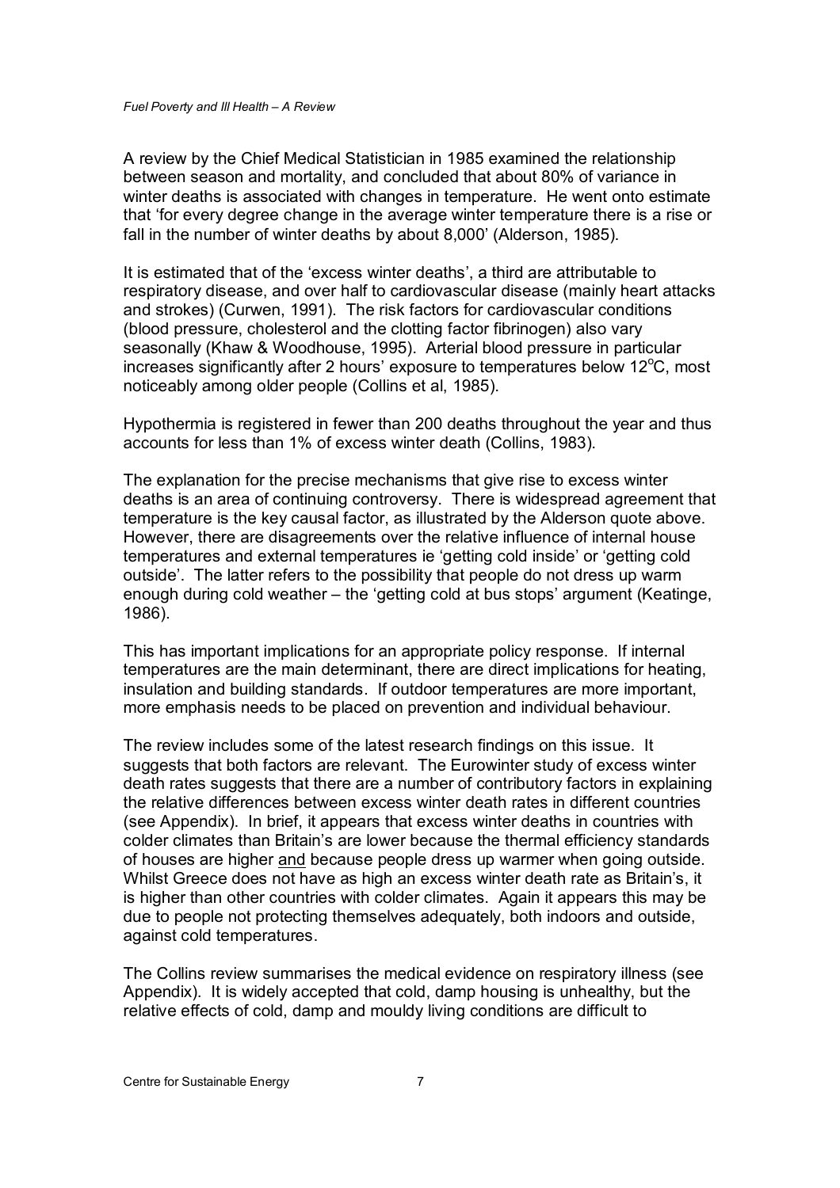A review by the Chief Medical Statistician in 1985 examined the relationship between season and mortality, and concluded that about 80% of variance in winter deaths is associated with changes in temperature. He went onto estimate that 'for every degree change in the average winter temperature there is a rise or fall in the number of winter deaths by about 8,000' (Alderson, 1985).

It is estimated that of the 'excess winter deaths', a third are attributable to respiratory disease, and over half to cardiovascular disease (mainly heart attacks and strokes) (Curwen, 1991). The risk factors for cardiovascular conditions (blood pressure, cholesterol and the clotting factor fibrinogen) also vary seasonally (Khaw & Woodhouse, 1995). Arterial blood pressure in particular increases significantly after 2 hours' exposure to temperatures below 12$^{o}$C, most noticeably among older people (Collins et al, 1985).

Hypothermia is registered in fewer than 200 deaths throughout the year and thus accounts for less than 1% of excess winter death (Collins, 1983).

The explanation for the precise mechanisms that give rise to excess winter deaths is an area of continuing controversy. There is widespread agreement that temperature is the key causal factor, as illustrated by the Alderson quote above. However, there are disagreements over the relative influence of internal house temperatures and external temperatures ie 'getting cold inside' or 'getting cold outside'. The latter refers to the possibility that people do not dress up warm enough during cold weather – the 'getting cold at bus stops' argument (Keatinge, 1986).

This has important implications for an appropriate policy response. If internal temperatures are the main determinant, there are direct implications for heating, insulation and building standards. If outdoor temperatures are more important, more emphasis needs to be placed on prevention and individual behaviour.

The review includes some of the latest research findings on this issue. It suggests that both factors are relevant. The Eurowinter study of excess winter death rates suggests that there are a number of contributory factors in explaining the relative differences between excess winter death rates in different countries (see Appendix). In brief, it appears that excess winter deaths in countries with colder climates than Britain's are lower because the thermal efficiency standards of houses are higher <u>and</u> because people dress up warmer when going outside. Whilst Greece does not have as high an excess winter death rate as Britain's, it is higher than other countries with colder climates. Again it appears this may be due to people not protecting themselves adequately, both indoors and outside, against cold temperatures.

The Collins review summarises the medical evidence on respiratory illness (see Appendix). It is widely accepted that cold, damp housing is unhealthy, but the relative effects of cold, damp and mouldy living conditions are difficult to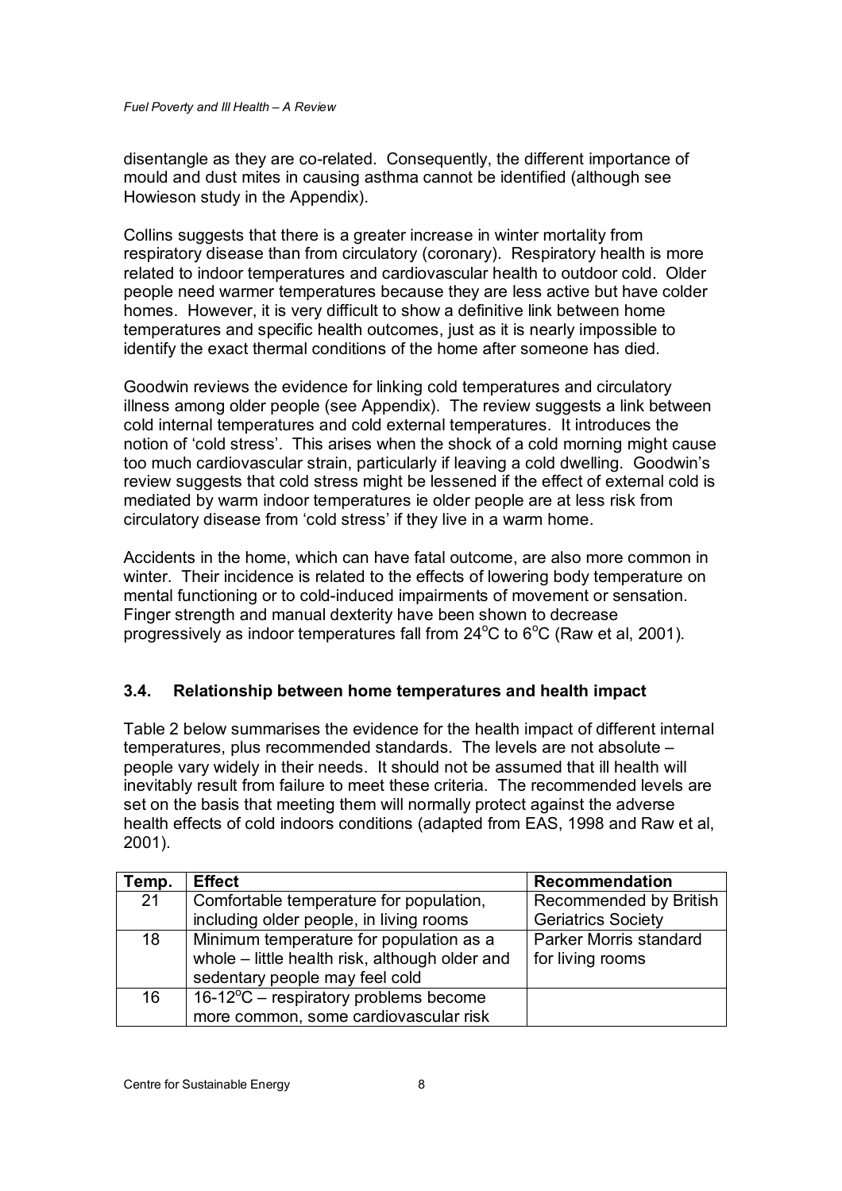disentangle as they are co-related. Consequently, the different importance of mould and dust mites in causing asthma cannot be identified (although see Howieson study in the Appendix).

Collins suggests that there is a greater increase in winter mortality from respiratory disease than from circulatory (coronary). Respiratory health is more related to indoor temperatures and cardiovascular health to outdoor cold. Older people need warmer temperatures because they are less active but have colder homes. However, it is very difficult to show a definitive link between home temperatures and specific health outcomes, just as it is nearly impossible to identify the exact thermal conditions of the home after someone has died.

Goodwin reviews the evidence for linking cold temperatures and circulatory illness among older people (see Appendix). The review suggests a link between cold internal temperatures and cold external temperatures. It introduces the notion of 'cold stress'. This arises when the shock of a cold morning might cause too much cardiovascular strain, particularly if leaving a cold dwelling. Goodwin's review suggests that cold stress might be lessened if the effect of external cold is mediated by warm indoor temperatures ie older people are at less risk from circulatory disease from 'cold stress' if they live in a warm home.

Accidents in the home, which can have fatal outcome, are also more common in winter. Their incidence is related to the effects of lowering body temperature on mental functioning or to cold-induced impairments of movement or sensation. Finger strength and manual dexterity have been shown to decrease progressively as indoor temperatures fall from 24°C to 6°C (Raw et al, 2001).

### 3.4. Relationship between home temperatures and health impact

Table 2 below summarises the evidence for the health impact of different internal temperatures, plus recommended standards. The levels are not absolute – people vary widely in their needs. It should not be assumed that ill health will inevitably result from failure to meet these criteria. The recommended levels are set on the basis that meeting them will normally protect against the adverse health effects of cold indoors conditions (adapted from EAS, 1998 and Raw et al, 2001).

| Temp. | Effect | Recommendation |
|---|---|---|
| 21 | Comfortable temperature for population, including older people, in living rooms | Recommended by British Geriatrics Society |
| 18 | Minimum temperature for population as a whole – little health risk, although older and sedentary people may feel cold | Parker Morris standard for living rooms |
| 16 | 16-12°C – respiratory problems become more common, some cardiovascular risk | |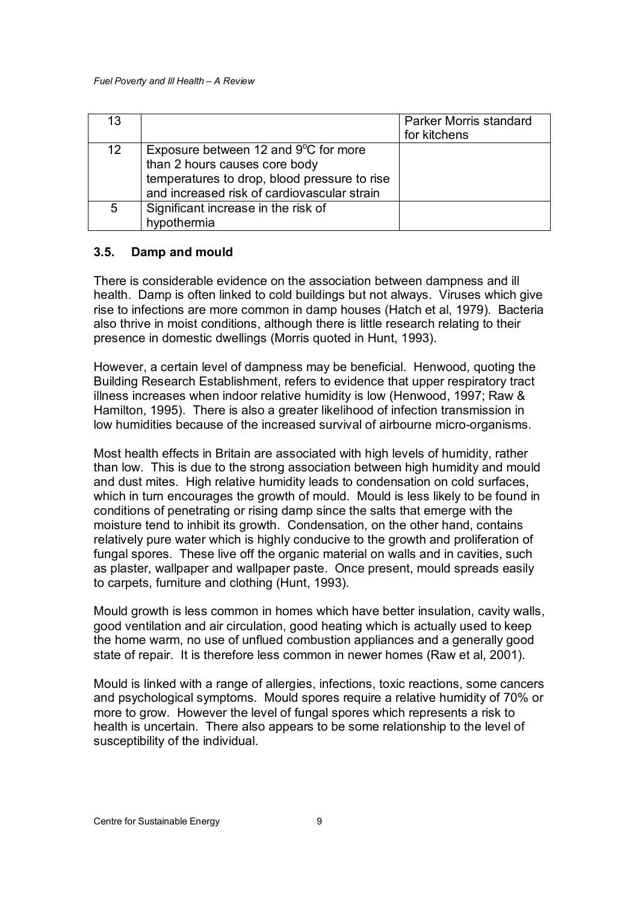| 13 | | Parker Morris standard for kitchens |
|---|---|---|
| 12 | Exposure between 12 and 9°C for more than 2 hours causes core body temperatures to drop, blood pressure to rise and increased risk of cardiovascular strain | |
| 5 | Significant increase in the risk of hypothermia | |

### 3.5. Damp and mould

There is considerable evidence on the association between dampness and ill health. Damp is often linked to cold buildings but not always. Viruses which give rise to infections are more common in damp houses (Hatch et al, 1979). Bacteria also thrive in moist conditions, although there is little research relating to their presence in domestic dwellings (Morris quoted in Hunt, 1993).

However, a certain level of dampness may be beneficial. Henwood, quoting the Building Research Establishment, refers to evidence that upper respiratory tract illness increases when indoor relative humidity is low (Henwood, 1997; Raw & Hamilton, 1995). There is also a greater likelihood of infection transmission in low humidities because of the increased survival of airbourne micro-organisms.

Most health effects in Britain are associated with high levels of humidity, rather than low. This is due to the strong association between high humidity and mould and dust mites. High relative humidity leads to condensation on cold surfaces, which in turn encourages the growth of mould. Mould is less likely to be found in conditions of penetrating or rising damp since the salts that emerge with the moisture tend to inhibit its growth. Condensation, on the other hand, contains relatively pure water which is highly conducive to the growth and proliferation of fungal spores. These live off the organic material on walls and in cavities, such as plaster, wallpaper and wallpaper paste. Once present, mould spreads easily to carpets, furniture and clothing (Hunt, 1993).

Mould growth is less common in homes which have better insulation, cavity walls, good ventilation and air circulation, good heating which is actually used to keep the home warm, no use of unflued combustion appliances and a generally good state of repair. It is therefore less common in newer homes (Raw et al, 2001).

Mould is linked with a range of allergies, infections, toxic reactions, some cancers and psychological symptoms. Mould spores require a relative humidity of 70% or more to grow. However the level of fungal spores which represents a risk to health is uncertain. There also appears to be some relationship to the level of susceptibility of the individual.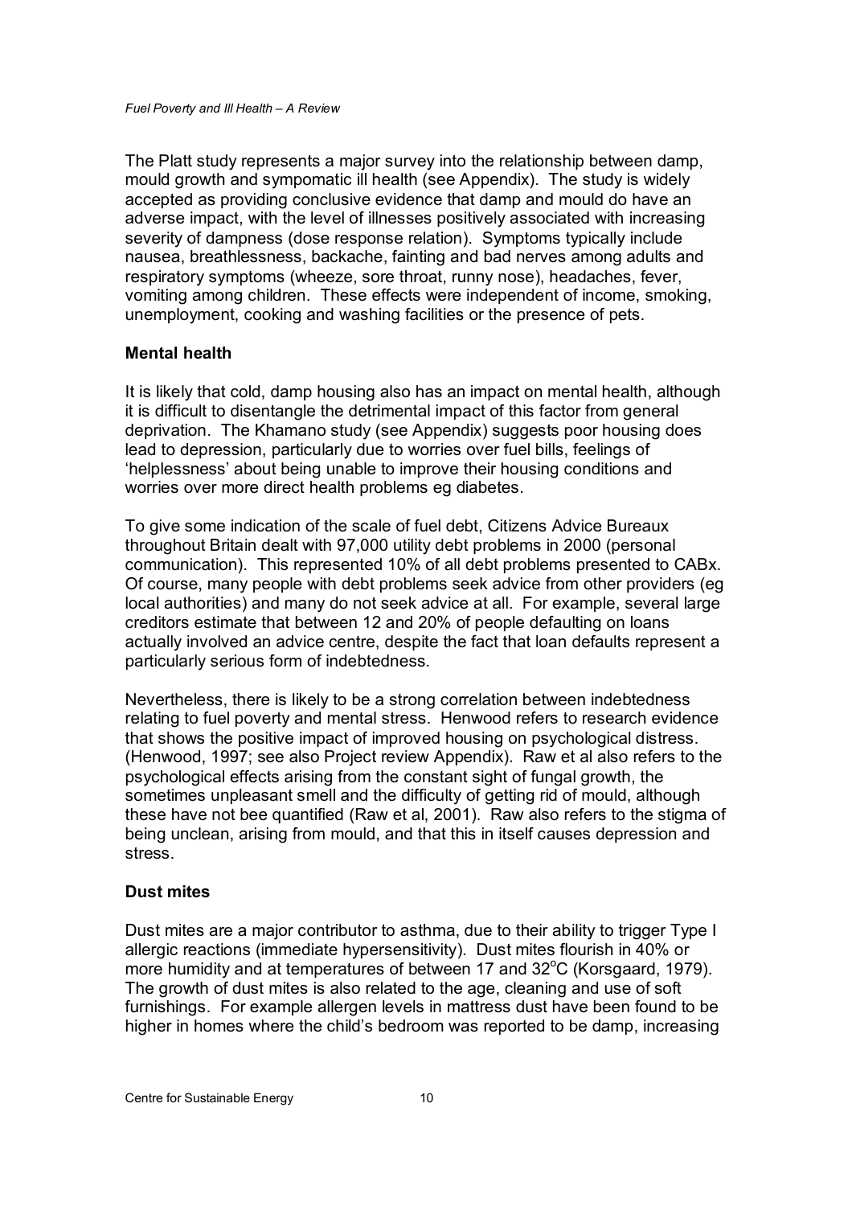The Platt study represents a major survey into the relationship between damp, mould growth and sympomatic ill health (see Appendix). The study is widely accepted as providing conclusive evidence that damp and mould do have an adverse impact, with the level of illnesses positively associated with increasing severity of dampness (dose response relation). Symptoms typically include nausea, breathlessness, backache, fainting and bad nerves among adults and respiratory symptoms (wheeze, sore throat, runny nose), headaches, fever, vomiting among children. These effects were independent of income, smoking, unemployment, cooking and washing facilities or the presence of pets.

**Mental health**

It is likely that cold, damp housing also has an impact on mental health, although it is difficult to disentangle the detrimental impact of this factor from general deprivation. The Khamano study (see Appendix) suggests poor housing does lead to depression, particularly due to worries over fuel bills, feelings of 'helplessness' about being unable to improve their housing conditions and worries over more direct health problems eg diabetes.

To give some indication of the scale of fuel debt, Citizens Advice Bureaux throughout Britain dealt with 97,000 utility debt problems in 2000 (personal communication). This represented 10% of all debt problems presented to CABx. Of course, many people with debt problems seek advice from other providers (eg local authorities) and many do not seek advice at all. For example, several large creditors estimate that between 12 and 20% of people defaulting on loans actually involved an advice centre, despite the fact that loan defaults represent a particularly serious form of indebtedness.

Nevertheless, there is likely to be a strong correlation between indebtedness relating to fuel poverty and mental stress. Henwood refers to research evidence that shows the positive impact of improved housing on psychological distress. (Henwood, 1997; see also Project review Appendix). Raw et al also refers to the psychological effects arising from the constant sight of fungal growth, the sometimes unpleasant smell and the difficulty of getting rid of mould, although these have not bee quantified (Raw et al, 2001). Raw also refers to the stigma of being unclean, arising from mould, and that this in itself causes depression and stress.

**Dust mites**

Dust mites are a major contributor to asthma, due to their ability to trigger Type I allergic reactions (immediate hypersensitivity). Dust mites flourish in 40% or more humidity and at temperatures of between 17 and 32$^{o}$C (Korsgaard, 1979). The growth of dust mites is also related to the age, cleaning and use of soft furnishings. For example allergen levels in mattress dust have been found to be higher in homes where the child's bedroom was reported to be damp, increasing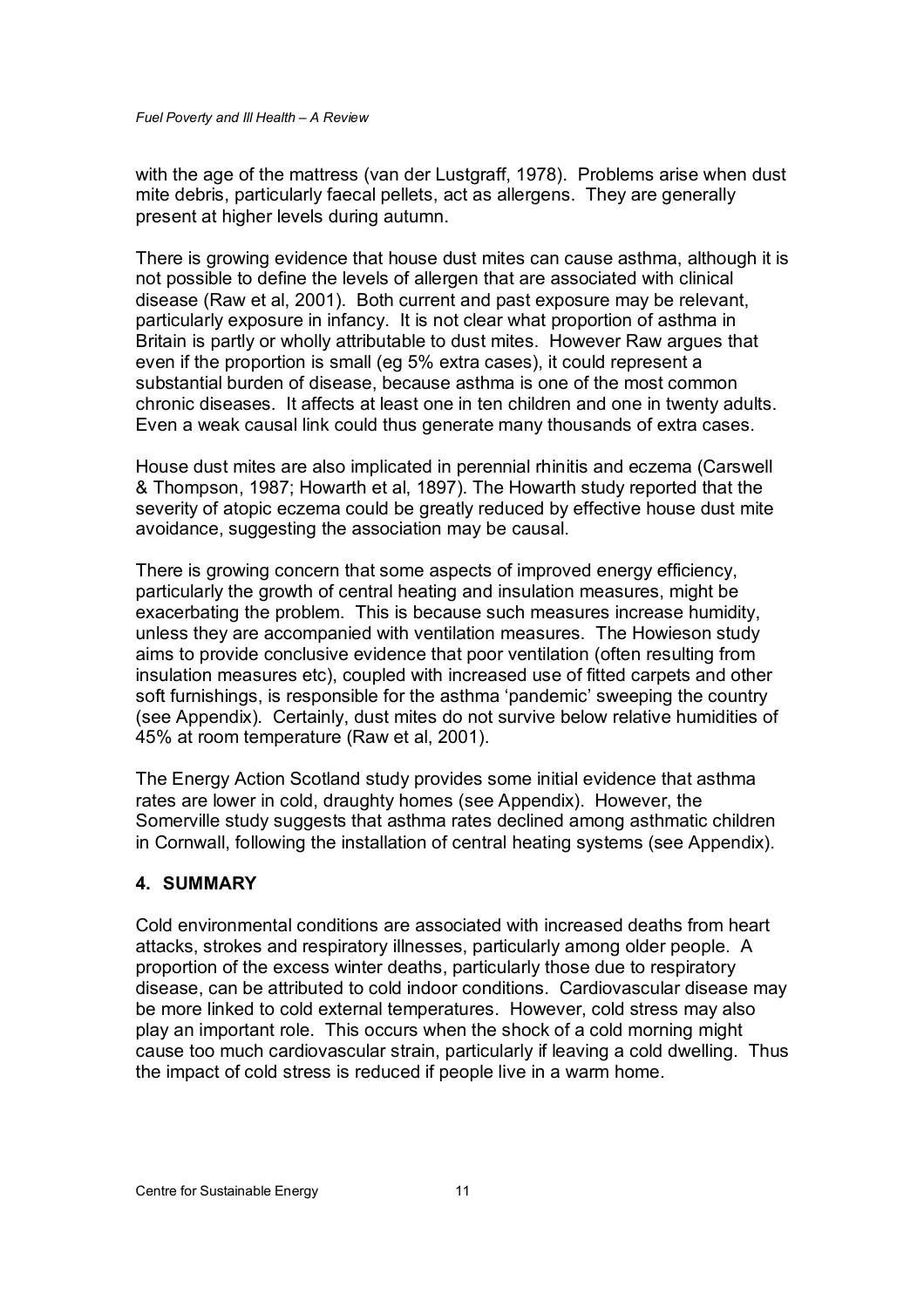with the age of the mattress (van der Lustgraff, 1978). Problems arise when dust mite debris, particularly faecal pellets, act as allergens. They are generally present at higher levels during autumn.

There is growing evidence that house dust mites can cause asthma, although it is not possible to define the levels of allergen that are associated with clinical disease (Raw et al, 2001). Both current and past exposure may be relevant, particularly exposure in infancy. It is not clear what proportion of asthma in Britain is partly or wholly attributable to dust mites. However Raw argues that even if the proportion is small (eg 5% extra cases), it could represent a substantial burden of disease, because asthma is one of the most common chronic diseases. It affects at least one in ten children and one in twenty adults. Even a weak causal link could thus generate many thousands of extra cases.

House dust mites are also implicated in perennial rhinitis and eczema (Carswell & Thompson, 1987; Howarth et al, 1897). The Howarth study reported that the severity of atopic eczema could be greatly reduced by effective house dust mite avoidance, suggesting the association may be causal.

There is growing concern that some aspects of improved energy efficiency, particularly the growth of central heating and insulation measures, might be exacerbating the problem. This is because such measures increase humidity, unless they are accompanied with ventilation measures. The Howieson study aims to provide conclusive evidence that poor ventilation (often resulting from insulation measures etc), coupled with increased use of fitted carpets and other soft furnishings, is responsible for the asthma 'pandemic' sweeping the country (see Appendix). Certainly, dust mites do not survive below relative humidities of 45% at room temperature (Raw et al, 2001).

The Energy Action Scotland study provides some initial evidence that asthma rates are lower in cold, draughty homes (see Appendix). However, the Somerville study suggests that asthma rates declined among asthmatic children in Cornwall, following the installation of central heating systems (see Appendix).

## 4. SUMMARY

Cold environmental conditions are associated with increased deaths from heart attacks, strokes and respiratory illnesses, particularly among older people. A proportion of the excess winter deaths, particularly those due to respiratory disease, can be attributed to cold indoor conditions. Cardiovascular disease may be more linked to cold external temperatures. However, cold stress may also play an important role. This occurs when the shock of a cold morning might cause too much cardiovascular strain, particularly if leaving a cold dwelling. Thus the impact of cold stress is reduced if people live in a warm home.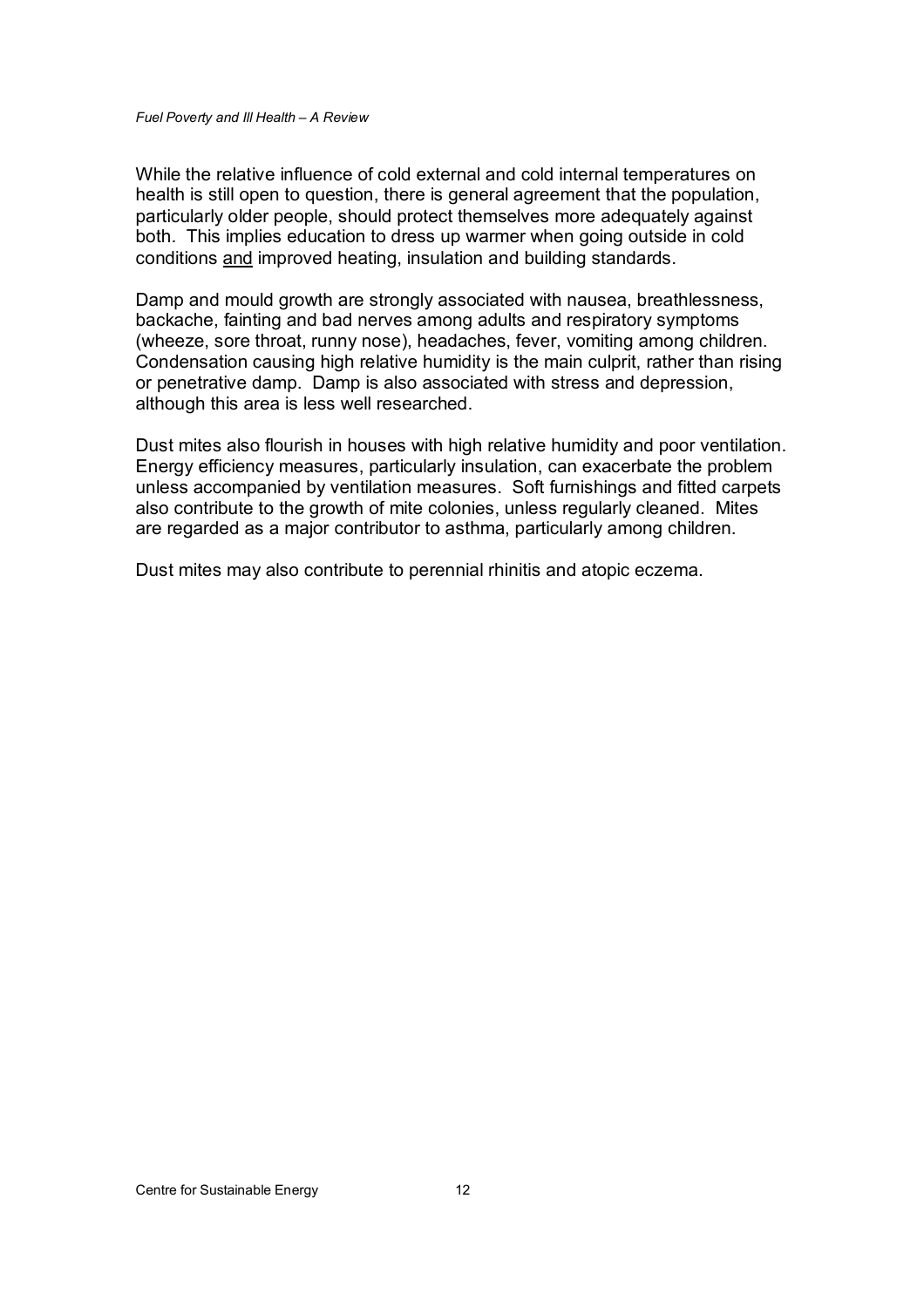While the relative influence of cold external and cold internal temperatures on health is still open to question, there is general agreement that the population, particularly older people, should protect themselves more adequately against both. This implies education to dress up warmer when going outside in cold conditions <u>and</u> improved heating, insulation and building standards.

Damp and mould growth are strongly associated with nausea, breathlessness, backache, fainting and bad nerves among adults and respiratory symptoms (wheeze, sore throat, runny nose), headaches, fever, vomiting among children. Condensation causing high relative humidity is the main culprit, rather than rising or penetrative damp. Damp is also associated with stress and depression, although this area is less well researched.

Dust mites also flourish in houses with high relative humidity and poor ventilation. Energy efficiency measures, particularly insulation, can exacerbate the problem unless accompanied by ventilation measures. Soft furnishings and fitted carpets also contribute to the growth of mite colonies, unless regularly cleaned. Mites are regarded as a major contributor to asthma, particularly among children.

Dust mites may also contribute to perennial rhinitis and atopic eczema.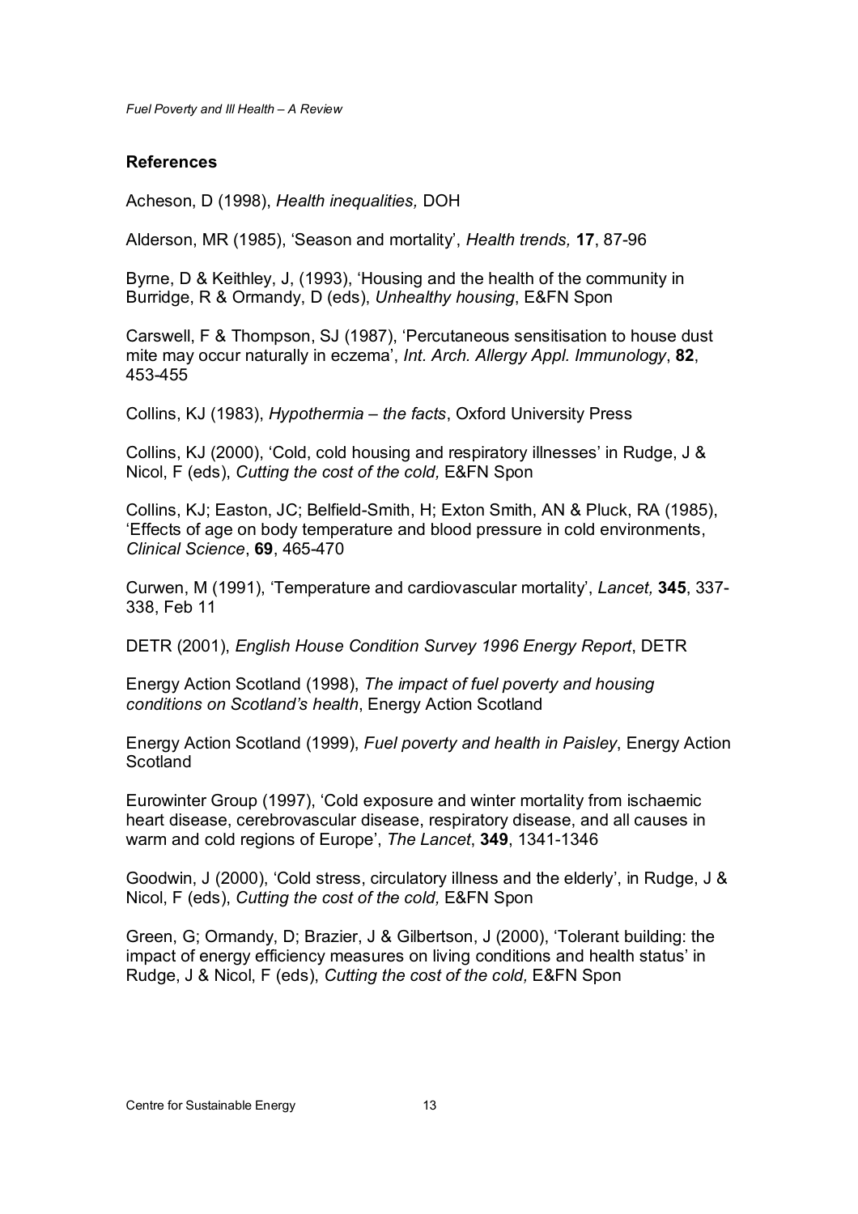## References

Acheson, D (1998), *Health inequalities,* DOH

Alderson, MR (1985), 'Season and mortality', *Health trends,* **17**, 87-96

Byrne, D & Keithley, J, (1993), 'Housing and the health of the community in Burridge, R & Ormandy, D (eds), *Unhealthy housing*, E&FN Spon

Carswell, F & Thompson, SJ (1987), 'Percutaneous sensitisation to house dust mite may occur naturally in eczema', *Int. Arch. Allergy Appl. Immunology*, **82**, 453-455

Collins, KJ (1983), *Hypothermia – the facts*, Oxford University Press

Collins, KJ (2000), 'Cold, cold housing and respiratory illnesses' in Rudge, J & Nicol, F (eds), *Cutting the cost of the cold,* E&FN Spon

Collins, KJ; Easton, JC; Belfield-Smith, H; Exton Smith, AN & Pluck, RA (1985), 'Effects of age on body temperature and blood pressure in cold environments, *Clinical Science*, **69**, 465-470

Curwen, M (1991), 'Temperature and cardiovascular mortality', *Lancet,* **345**, 337-338, Feb 11

DETR (2001), *English House Condition Survey 1996 Energy Report*, DETR

Energy Action Scotland (1998), *The impact of fuel poverty and housing conditions on Scotland's health*, Energy Action Scotland

Energy Action Scotland (1999), *Fuel poverty and health in Paisley*, Energy Action Scotland

Eurowinter Group (1997), 'Cold exposure and winter mortality from ischaemic heart disease, cerebrovascular disease, respiratory disease, and all causes in warm and cold regions of Europe', *The Lancet*, **349**, 1341-1346

Goodwin, J (2000), 'Cold stress, circulatory illness and the elderly', in Rudge, J & Nicol, F (eds), *Cutting the cost of the cold,* E&FN Spon

Green, G; Ormandy, D; Brazier, J & Gilbertson, J (2000), 'Tolerant building: the impact of energy efficiency measures on living conditions and health status' in Rudge, J & Nicol, F (eds), *Cutting the cost of the cold,* E&FN Spon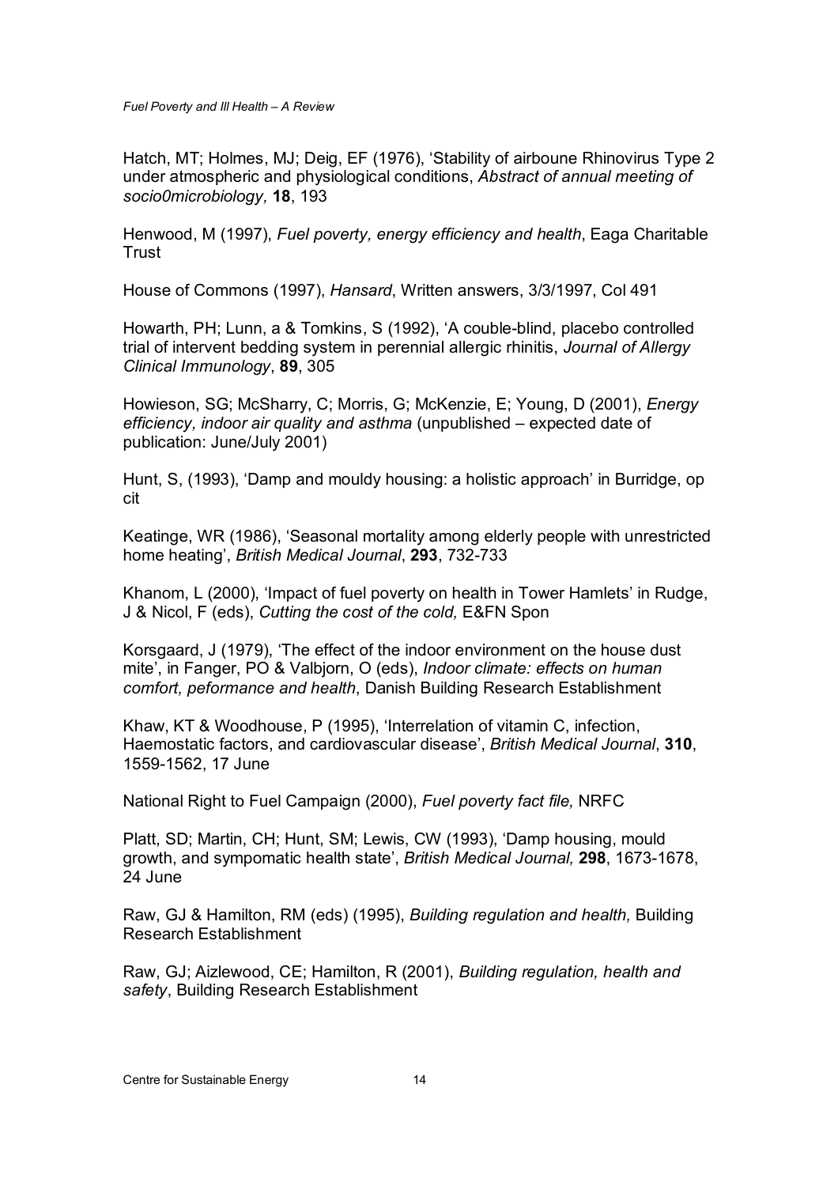Hatch, MT; Holmes, MJ; Deig, EF (1976), 'Stability of airboune Rhinovirus Type 2 under atmospheric and physiological conditions, *Abstract of annual meeting of socio0microbiology,* **18**, 193

Henwood, M (1997), *Fuel poverty, energy efficiency and health*, Eaga Charitable Trust

House of Commons (1997), *Hansard*, Written answers, 3/3/1997, Col 491

Howarth, PH; Lunn, a & Tomkins, S (1992), 'A couble-blind, placebo controlled trial of intervent bedding system in perennial allergic rhinitis, *Journal of Allergy Clinical Immunology*, **89**, 305

Howieson, SG; McSharry, C; Morris, G; McKenzie, E; Young, D (2001), *Energy efficiency, indoor air quality and asthma* (unpublished – expected date of publication: June/July 2001)

Hunt, S, (1993), 'Damp and mouldy housing: a holistic approach' in Burridge, op cit

Keatinge, WR (1986), 'Seasonal mortality among elderly people with unrestricted home heating', *British Medical Journal*, **293**, 732-733

Khanom, L (2000), 'Impact of fuel poverty on health in Tower Hamlets' in Rudge, J & Nicol, F (eds), *Cutting the cost of the cold,* E&FN Spon

Korsgaard, J (1979), 'The effect of the indoor environment on the house dust mite', in Fanger, PO & Valbjorn, O (eds), *Indoor climate: effects on human comfort, peformance and health*, Danish Building Research Establishment

Khaw, KT & Woodhouse, P (1995), 'Interrelation of vitamin C, infection, Haemostatic factors, and cardiovascular disease', *British Medical Journal*, **310**, 1559-1562, 17 June

National Right to Fuel Campaign (2000), *Fuel poverty fact file,* NRFC

Platt, SD; Martin, CH; Hunt, SM; Lewis, CW (1993), 'Damp housing, mould growth, and sympomatic health state', *British Medical Journal,* **298**, 1673-1678, 24 June

Raw, GJ & Hamilton, RM (eds) (1995), *Building regulation and health,* Building Research Establishment

Raw, GJ; Aizlewood, CE; Hamilton, R (2001), *Building regulation, health and safety*, Building Research Establishment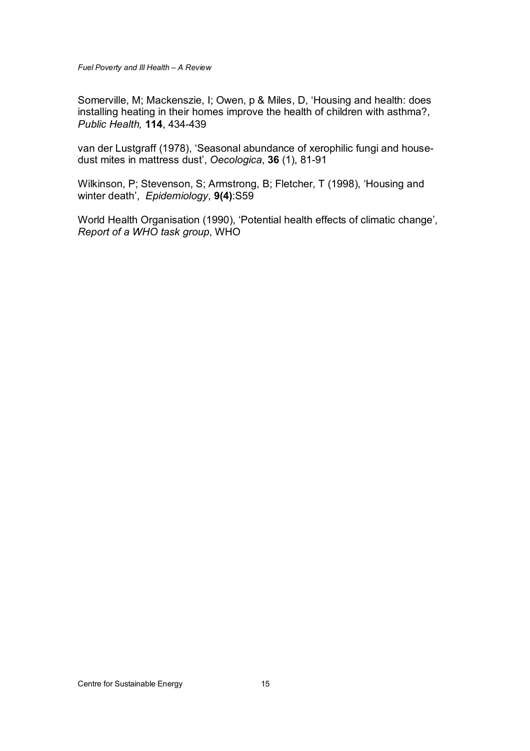Somerville, M; Mackenszie, I; Owen, p & Miles, D, 'Housing and health: does installing heating in their homes improve the health of children with asthma?, *Public Health,* **114**, 434-439

van der Lustgraff (1978), 'Seasonal abundance of xerophilic fungi and house-dust mites in mattress dust', *Oecologica*, **36** (1), 81-91

Wilkinson, P; Stevenson, S; Armstrong, B; Fletcher, T (1998), 'Housing and winter death', *Epidemiology*, **9(4)**:S59

World Health Organisation (1990), 'Potential health effects of climatic change', *Report of a WHO task group*, WHO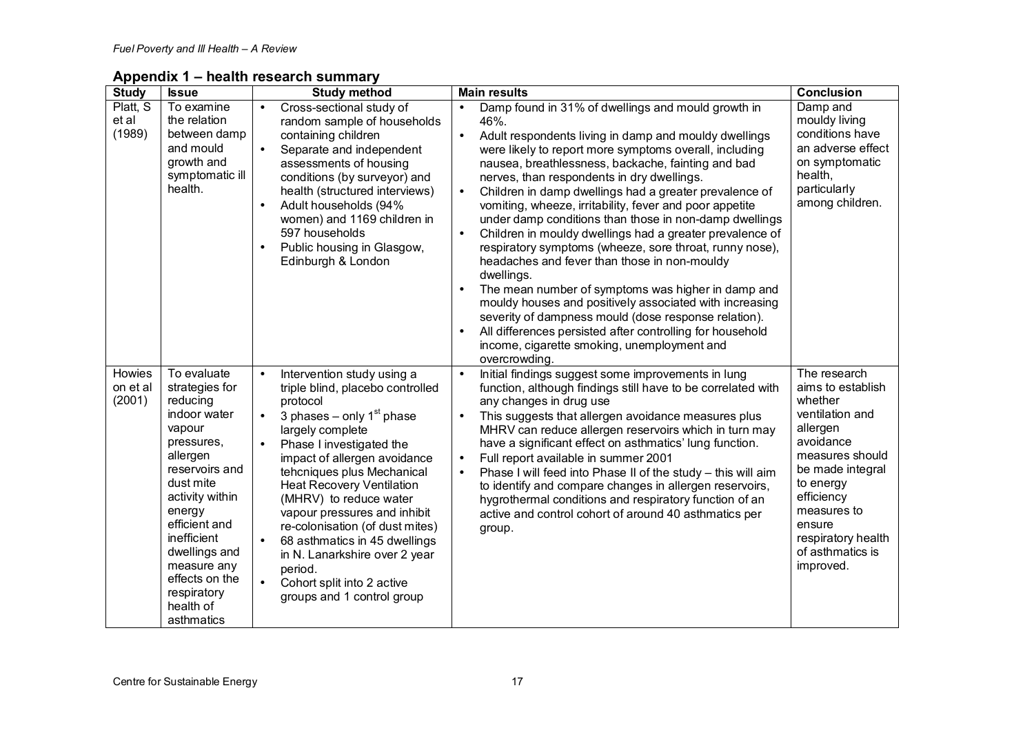## Appendix 1 – health research summary

| Study | Issue | Study method | Main results | Conclusion |
|---|---|---|---|---|
| Platt, S et al (1989) | To examine the relation between damp and mould growth and symptomatic ill health. | • Cross-sectional study of random sample of households containing children<br>• Separate and independent assessments of housing conditions (by surveyor) and health (structured interviews)<br>• Adult households (94% women) and 1169 children in 597 households<br>• Public housing in Glasgow, Edinburgh & London | • Damp found in 31% of dwellings and mould growth in 46%.<br>• Adult respondents living in damp and mouldy dwellings were likely to report more symptoms overall, including nausea, breathlessness, backache, fainting and bad nerves, than respondents in dry dwellings.<br>• Children in damp dwellings had a greater prevalence of vomiting, wheeze, irritability, fever and poor appetite under damp conditions than those in non-damp dwellings<br>• Children in mouldy dwellings had a greater prevalence of respiratory symptoms (wheeze, sore throat, runny nose), headaches and fever than those in non-mouldy dwellings.<br>• The mean number of symptoms was higher in damp and mouldy houses and positively associated with increasing severity of dampness mould (dose response relation).<br>• All differences persisted after controlling for household income, cigarette smoking, unemployment and overcrowding. | Damp and mouldy living conditions have an adverse effect on symptomatic health, particularly among children. |
| Howieson et al (2001) | To evaluate strategies for reducing indoor water vapour pressures, allergen reservoirs and dust mite activity within energy efficient and inefficient dwellings and measure any effects on the respiratory health of asthmatics | • Intervention study using a triple blind, placebo controlled protocol<br>• 3 phases – only 1st phase largely complete<br>• Phase I investigated the impact of allergen avoidance tehcniques plus Mechanical Heat Recovery Ventilation (MHRV) to reduce water vapour pressures and inhibit re-colonisation (of dust mites)<br>• 68 asthmatics in 45 dwellings in N. Lanarkshire over 2 year period.<br>• Cohort split into 2 active groups and 1 control group | • Initial findings suggest some improvements in lung function, although findings still have to be correlated with any changes in drug use<br>• This suggests that allergen avoidance measures plus MHRV can reduce allergen reservoirs which in turn may have a significant effect on asthmatics' lung function.<br>• Full report available in summer 2001<br>• Phase I will feed into Phase II of the study – this will aim to identify and compare changes in allergen reservoirs, hygrothermal conditions and respiratory function of an active and control cohort of around 40 asthmatics per group. | The research aims to establish whether ventilation and allergen avoidance measures should be made integral to energy efficiency measures to ensure respiratory health of asthmatics is improved. |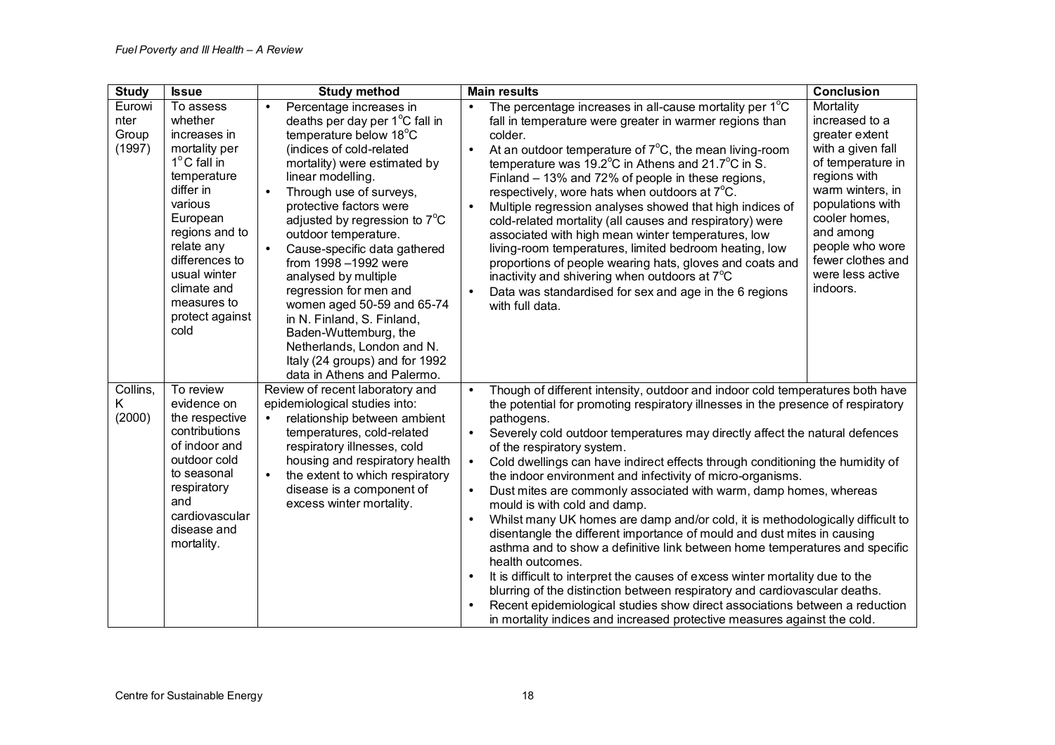| Study | Issue | Study method | Main results | Conclusion |
|---|---|---|---|---|
| Eurowinter Group (1997) | To assess whether increases in mortality per 1°C fall in temperature differ in various European regions and to relate any differences to usual winter climate and measures to protect against cold | • Percentage increases in deaths per day per 1°C fall in temperature below 18°C (indices of cold-related mortality) were estimated by linear modelling.<br>• Through use of surveys, protective factors were adjusted by regression to 7°C outdoor temperature.<br>• Cause-specific data gathered from 1998 –1992 were analysed by multiple regression for men and women aged 50-59 and 65-74 in N. Finland, S. Finland, Baden-Wuttemburg, the Netherlands, London and N. Italy (24 groups) and for 1992 data in Athens and Palermo. | • The percentage increases in all-cause mortality per 1°C fall in temperature were greater in warmer regions than colder.<br>• At an outdoor temperature of 7°C, the mean living-room temperature was 19.2°C in Athens and 21.7°C in S. Finland – 13% and 72% of people in these regions, respectively, wore hats when outdoors at 7°C.<br>• Multiple regression analyses showed that high indices of cold-related mortality (all causes and respiratory) were associated with high mean winter temperatures, low living-room temperatures, limited bedroom heating, low proportions of people wearing hats, gloves and coats and inactivity and shivering when outdoors at 7°C<br>• Data was standardised for sex and age in the 6 regions with full data. | Mortality increased to a greater extent with a given fall of temperature in regions with warm winters, in populations with cooler homes, and among people who wore fewer clothes and were less active indoors. |
| Collins, K (2000) | To review evidence on the respective contributions of indoor and outdoor cold to seasonal respiratory and cardiovascular disease and mortality. | Review of recent laboratory and epidemiological studies into:<br>• relationship between ambient temperatures, cold-related respiratory illnesses, cold housing and respiratory health<br>• the extent to which respiratory disease is a component of excess winter mortality. | • Though of different intensity, outdoor and indoor cold temperatures both have the potential for promoting respiratory illnesses in the presence of respiratory pathogens.<br>• Severely cold outdoor temperatures may directly affect the natural defences of the respiratory system.<br>• Cold dwellings can have indirect effects through conditioning the humidity of the indoor environment and infectivity of micro-organisms.<br>• Dust mites are commonly associated with warm, damp homes, whereas mould is with cold and damp.<br>• Whilst many UK homes are damp and/or cold, it is methodologically difficult to disentangle the different importance of mould and dust mites in causing asthma and to show a definitive link between home temperatures and specific health outcomes.<br>• It is difficult to interpret the causes of excess winter mortality due to the blurring of the distinction between respiratory and cardiovascular deaths.<br>• Recent epidemiological studies show direct associations between a reduction in mortality indices and increased protective measures against the cold. | |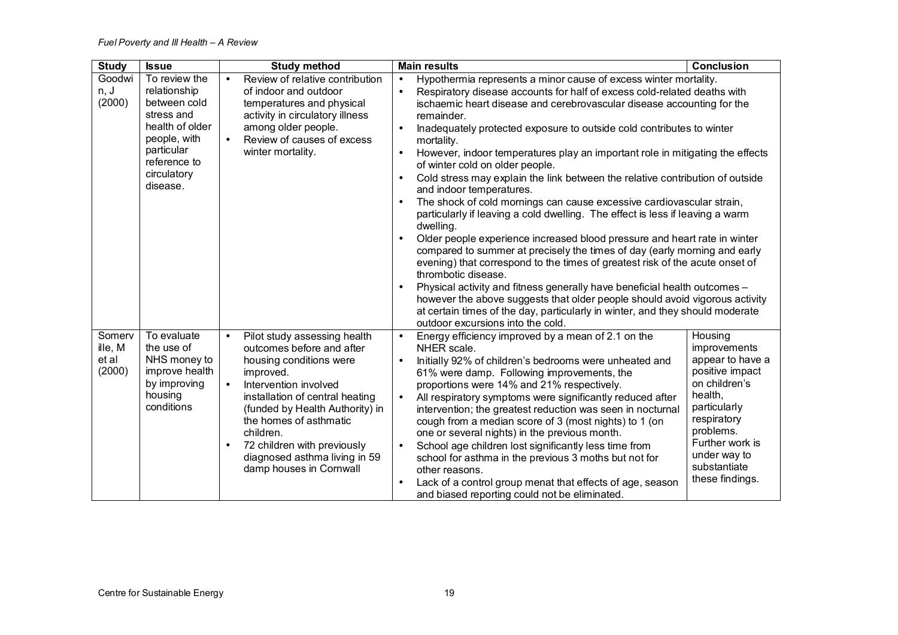| Study | Issue | Study method | Main results | Conclusion |
|---|---|---|---|---|
| Goodwin, J (2000) | To review the relationship between cold stress and health of older people, with particular reference to circulatory disease. | • Review of relative contribution of indoor and outdoor temperatures and physical activity in circulatory illness among older people.<br>• Review of causes of excess winter mortality. | • Hypothermia represents a minor cause of excess winter mortality.<br>• Respiratory disease accounts for half of excess cold-related deaths with ischaemic heart disease and cerebrovascular disease accounting for the remainder.<br>• Inadequately protected exposure to outside cold contributes to winter mortality.<br>• However, indoor temperatures play an important role in mitigating the effects of winter cold on older people.<br>• Cold stress may explain the link between the relative contribution of outside and indoor temperatures.<br>• The shock of cold mornings can cause excessive cardiovascular strain, particularly if leaving a cold dwelling. The effect is less if leaving a warm dwelling.<br>• Older people experience increased blood pressure and heart rate in winter compared to summer at precisely the times of day (early morning and early evening) that correspond to the times of greatest risk of the acute onset of thrombotic disease.<br>• Physical activity and fitness generally have beneficial health outcomes – however the above suggests that older people should avoid vigorous activity at certain times of the day, particularly in winter, and they should moderate outdoor excursions into the cold. | |
| Somerville, M et al (2000) | To evaluate the use of NHS money to improve health by improving housing conditions | • Pilot study assessing health outcomes before and after housing conditions were improved.<br>• Intervention involved installation of central heating (funded by Health Authority) in the homes of asthmatic children.<br>• 72 children with previously diagnosed asthma living in 59 damp houses in Cornwall | • Energy efficiency improved by a mean of 2.1 on the NHER scale.<br>• Initially 92% of children's bedrooms were unheated and 61% were damp. Following improvements, the proportions were 14% and 21% respectively.<br>• All respiratory symptoms were significantly reduced after intervention; the greatest reduction was seen in nocturnal cough from a median score of 3 (most nights) to 1 (on one or several nights) in the previous month.<br>• School age children lost significantly less time from school for asthma in the previous 3 moths but not for other reasons.<br>• Lack of a control group menat that effects of age, season and biased reporting could not be eliminated. | Housing improvements appear to have a positive impact on children's health, particularly respiratory problems. Further work is under way to substantiate these findings. |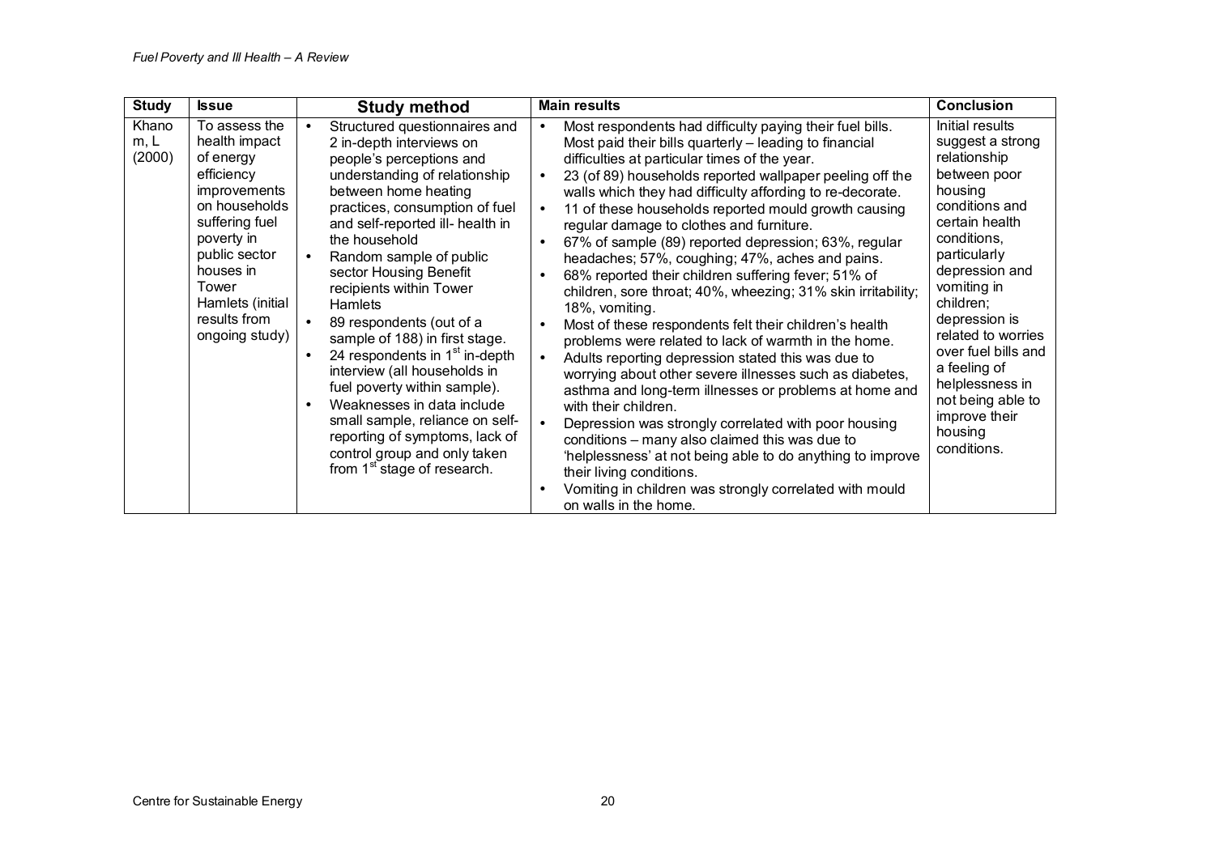| Study | Issue | Study method | Main results | Conclusion |
|---|---|---|---|---|
| Khanom, L (2000) | To assess the health impact of energy efficiency improvements on households suffering fuel poverty in public sector houses in Tower Hamlets (initial results from ongoing study) | • Structured questionnaires and 2 in-depth interviews on people's perceptions and understanding of relationship between home heating practices, consumption of fuel and self-reported ill- health in the household<br>• Random sample of public sector Housing Benefit recipients within Tower Hamlets<br>• 89 respondents (out of a sample of 188) in first stage.<br>• 24 respondents in 1st in-depth interview (all households in fuel poverty within sample).<br>• Weaknesses in data include small sample, reliance on self-reporting of symptoms, lack of control group and only taken from 1st stage of research. | • Most respondents had difficulty paying their fuel bills. Most paid their bills quarterly – leading to financial difficulties at particular times of the year.<br>• 23 (of 89) households reported wallpaper peeling off the walls which they had difficulty affording to re-decorate.<br>• 11 of these households reported mould growth causing regular damage to clothes and furniture.<br>• 67% of sample (89) reported depression; 63%, regular headaches; 57%, coughing; 47%, aches and pains.<br>• 68% reported their children suffering fever; 51% of children, sore throat; 40%, wheezing; 31% skin irritability; 18%, vomiting.<br>• Most of these respondents felt their children's health problems were related to lack of warmth in the home.<br>• Adults reporting depression stated this was due to worrying about other severe illnesses such as diabetes, asthma and long-term illnesses or problems at home and with their children.<br>• Depression was strongly correlated with poor housing conditions – many also claimed this was due to 'helplessness' at not being able to do anything to improve their living conditions.<br>• Vomiting in children was strongly correlated with mould on walls in the home. | Initial results suggest a strong relationship between poor housing conditions and certain health conditions, particularly depression and vomiting in children; depression is related to worries over fuel bills and a feeling of helplessness in not being able to improve their housing conditions. |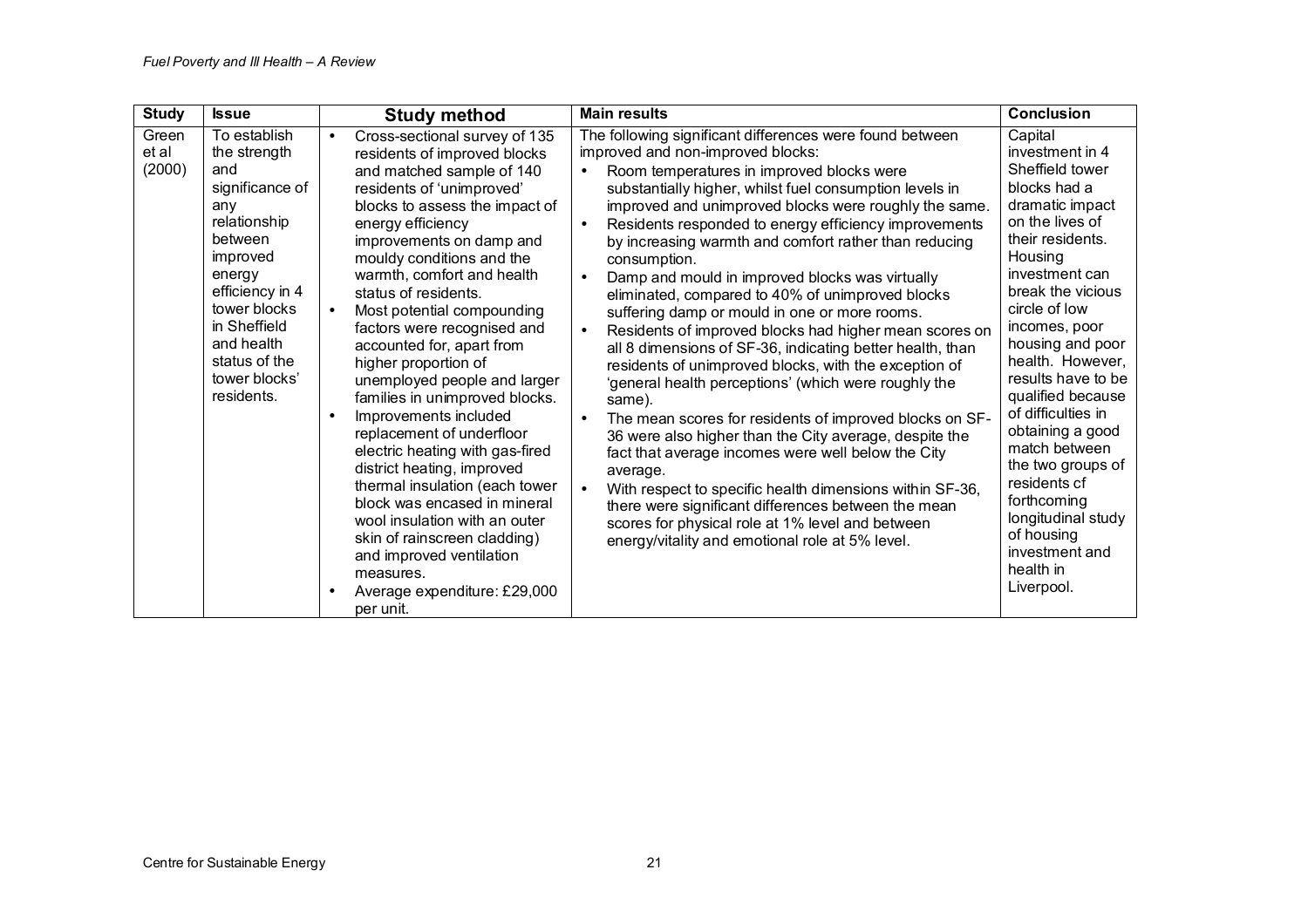| Study | Issue | Study method | Main results | Conclusion |
|---|---|---|---|---|
| Green et al (2000) | To establish the strength and significance of any relationship between improved energy efficiency in 4 tower blocks in Sheffield and health status of the tower blocks' residents. | • Cross-sectional survey of 135 residents of improved blocks and matched sample of 140 residents of 'unimproved' blocks to assess the impact of energy efficiency improvements on damp and mouldy conditions and the warmth, comfort and health status of residents. <br>• Most potential compounding factors were recognised and accounted for, apart from higher proportion of unemployed people and larger families in unimproved blocks. <br>• Improvements included replacement of underfloor electric heating with gas-fired district heating, improved thermal insulation (each tower block was encased in mineral wool insulation with an outer skin of rainscreen cladding) and improved ventilation measures. <br>• Average expenditure: £29,000 per unit. | The following significant differences were found between improved and non-improved blocks: <br>• Room temperatures in improved blocks were substantially higher, whilst fuel consumption levels in improved and unimproved blocks were roughly the same. <br>• Residents responded to energy efficiency improvements by increasing warmth and comfort rather than reducing consumption. <br>• Damp and mould in improved blocks was virtually eliminated, compared to 40% of unimproved blocks suffering damp or mould in one or more rooms. <br>• Residents of improved blocks had higher mean scores on all 8 dimensions of SF-36, indicating better health, than residents of unimproved blocks, with the exception of 'general health perceptions' (which were roughly the same). <br>• The mean scores for residents of improved blocks on SF-36 were also higher than the City average, despite the fact that average incomes were well below the City average. <br>• With respect to specific health dimensions within SF-36, there were significant differences between the mean scores for physical role at 1% level and between energy/vitality and emotional role at 5% level. | Capital investment in 4 Sheffield tower blocks had a dramatic impact on the lives of their residents. Housing investment can break the vicious circle of low incomes, poor housing and poor health. However, results have to be qualified because of difficulties in obtaining a good match between the two groups of residents cf forthcoming longitudinal study of housing investment and health in Liverpool. |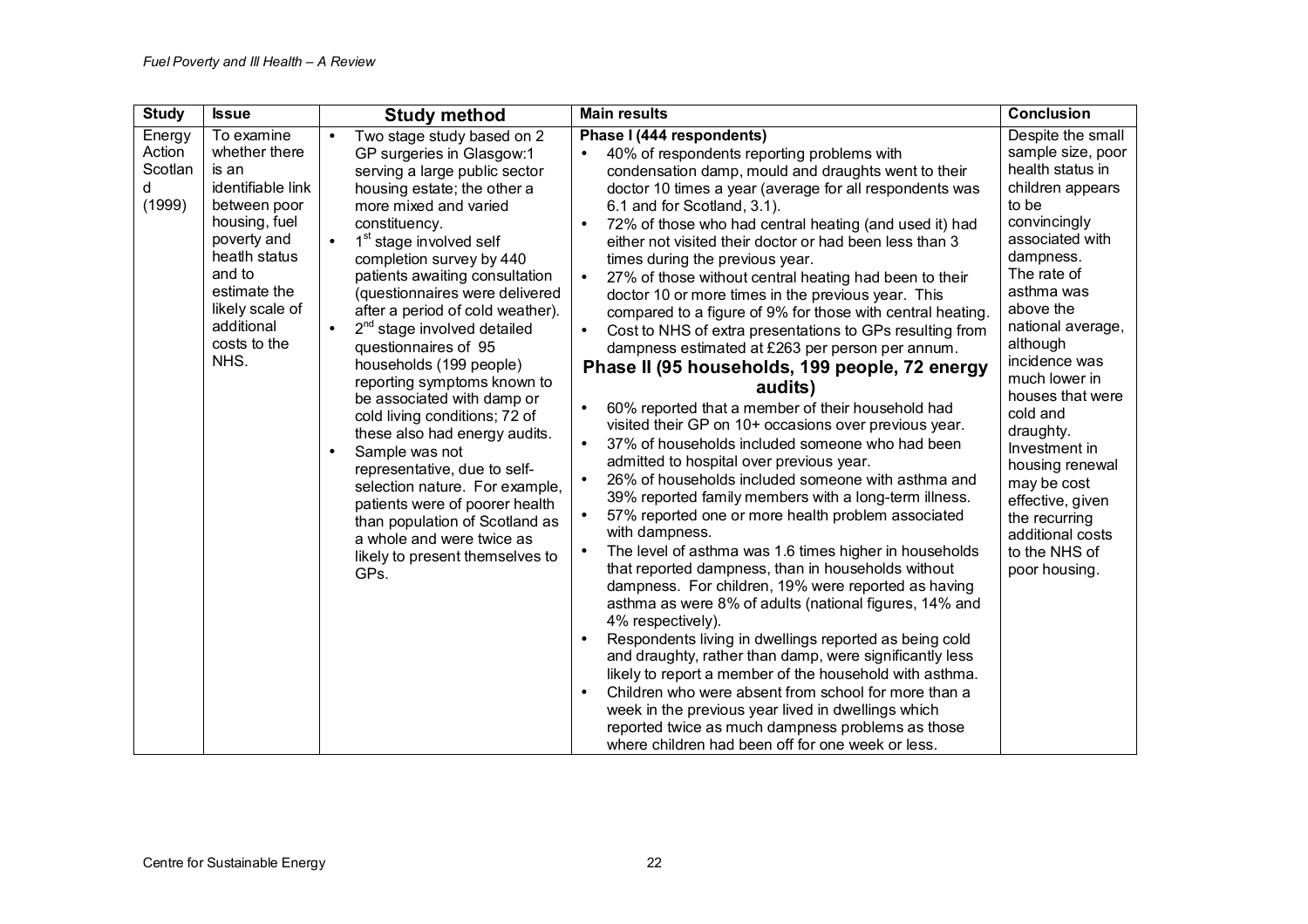| Study | Issue | Study method | Main results | Conclusion |
|---|---|---|---|---|
| Energy Action Scotland (1999) | To examine whether there is an identifiable link between poor housing, fuel poverty and heatlh status and to estimate the likely scale of additional costs to the NHS. | • Two stage study based on 2 GP surgeries in Glasgow:1 serving a large public sector housing estate; the other a more mixed and varied constituency.<br>• 1st stage involved self completion survey by 440 patients awaiting consultation (questionnaires were delivered after a period of cold weather).<br>• 2nd stage involved detailed questionnaires of 95 households (199 people) reporting symptoms known to be associated with damp or cold living conditions; 72 of these also had energy audits.<br>• Sample was not representative, due to self-selection nature. For example, patients were of poorer health than population of Scotland as a whole and were twice as likely to present themselves to GPs. | **Phase I (444 respondents)**<br>• 40% of respondents reporting problems with condensation damp, mould and draughts went to their doctor 10 times a year (average for all respondents was 6.1 and for Scotland, 3.1).<br>• 72% of those who had central heating (and used it) had either not visited their doctor or had been less than 3 times during the previous year.<br>• 27% of those without central heating had been to their doctor 10 or more times in the previous year. This compared to a figure of 9% for those with central heating.<br>• Cost to NHS of extra presentations to GPs resulting from dampness estimated at £263 per person per annum.<br>**Phase II (95 households, 199 people, 72 energy audits)**<br>• 60% reported that a member of their household had visited their GP on 10+ occasions over previous year.<br>• 37% of households included someone who had been admitted to hospital over previous year.<br>• 26% of households included someone with asthma and 39% reported family members with a long-term illness.<br>• 57% reported one or more health problem associated with dampness.<br>• The level of asthma was 1.6 times higher in households that reported dampness, than in households without dampness. For children, 19% were reported as having asthma as were 8% of adults (national figures, 14% and 4% respectively).<br>• Respondents living in dwellings reported as being cold and draughty, rather than damp, were significantly less likely to report a member of the household with asthma.<br>• Children who were absent from school for more than a week in the previous year lived in dwellings which reported twice as much dampness problems as those where children had been off for one week or less. | Despite the small sample size, poor health status in children appears to be convincingly associated with dampness. The rate of asthma was above the national average, although incidence was much lower in houses that were cold and draughty. Investment in housing renewal may be cost effective, given the recurring additional costs to the NHS of poor housing. |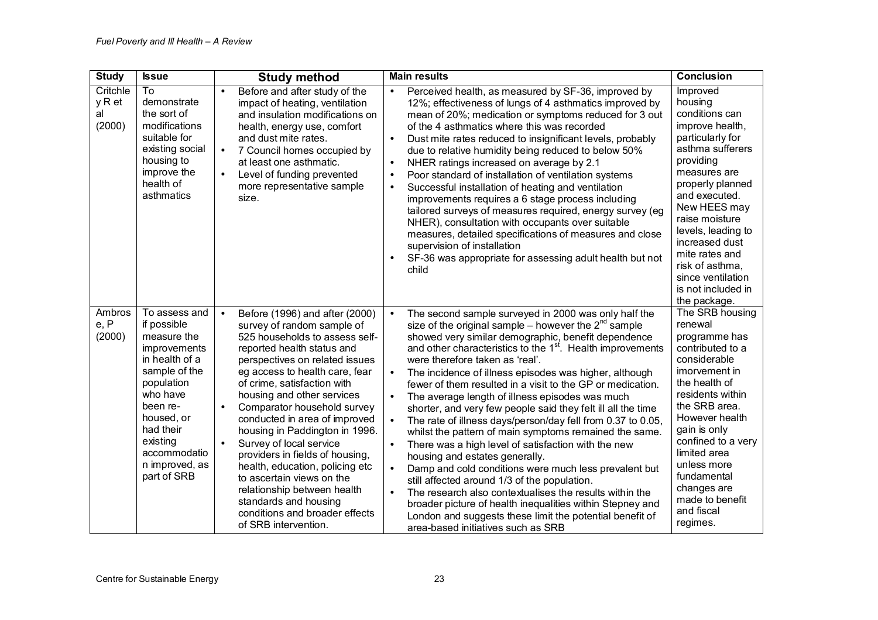| Study | Issue | Study method | Main results | Conclusion |
|---|---|---|---|---|
| Critchley R et al (2000) | To demonstrate the sort of modifications suitable for existing social housing to improve the health of asthmatics | • Before and after study of the impact of heating, ventilation and insulation modifications on health, energy use, comfort and dust mite rates.<br>• 7 Council homes occupied by at least one asthmatic.<br>• Level of funding prevented more representative sample size. | • Perceived health, as measured by SF-36, improved by 12%; effectiveness of lungs of 4 asthmatics improved by mean of 20%; medication or symptoms reduced for 3 out of the 4 asthmatics where this was recorded<br>• Dust mite rates reduced to insignificant levels, probably due to relative humidity being reduced to below 50%<br>• NHER ratings increased on average by 2.1<br>• Poor standard of installation of ventilation systems<br>• Successful installation of heating and ventilation improvements requires a 6 stage process including tailored surveys of measures required, energy survey (eg NHER), consultation with occupants over suitable measures, detailed specifications of measures and close supervision of installation<br>• SF-36 was appropriate for assessing adult health but not child | Improved housing conditions can improve health, particularly for asthma sufferers providing measures are properly planned and executed. New HEES may raise moisture levels, leading to increased dust mite rates and risk of asthma, since ventilation is not included in the package. |
| Ambrose, P (2000) | To assess and if possible measure the improvements in health of a sample of the population who have been re-housed, or had their existing accommodation improved, as part of SRB | • Before (1996) and after (2000) survey of random sample of 525 households to assess self-reported health status and perspectives on related issues eg access to health care, fear of crime, satisfaction with housing and other services<br>• Comparator household survey conducted in area of improved housing in Paddington in 1996.<br>• Survey of local service providers in fields of housing, health, education, policing etc to ascertain views on the relationship between health standards and housing conditions and broader effects of SRB intervention. | • The second sample surveyed in 2000 was only half the size of the original sample – however the 2nd sample showed very similar demographic, benefit dependence and other characteristics to the 1st. Health improvements were therefore taken as 'real'.<br>• The incidence of illness episodes was higher, although fewer of them resulted in a visit to the GP or medication.<br>• The average length of illness episodes was much shorter, and very few people said they felt ill all the time<br>• The rate of illness days/person/day fell from 0.37 to 0.05, whilst the pattern of main symptoms remained the same.<br>• There was a high level of satisfaction with the new housing and estates generally.<br>• Damp and cold conditions were much less prevalent but still affected around 1/3 of the population.<br>• The research also contextualises the results within the broader picture of health inequalities within Stepney and London and suggests these limit the potential benefit of area-based initiatives such as SRB | The SRB housing renewal programme has contributed to a considerable imorvement in the health of residents within the SRB area. However health gain is only confined to a very limited area unless more fundamental changes are made to benefit and fiscal regimes. |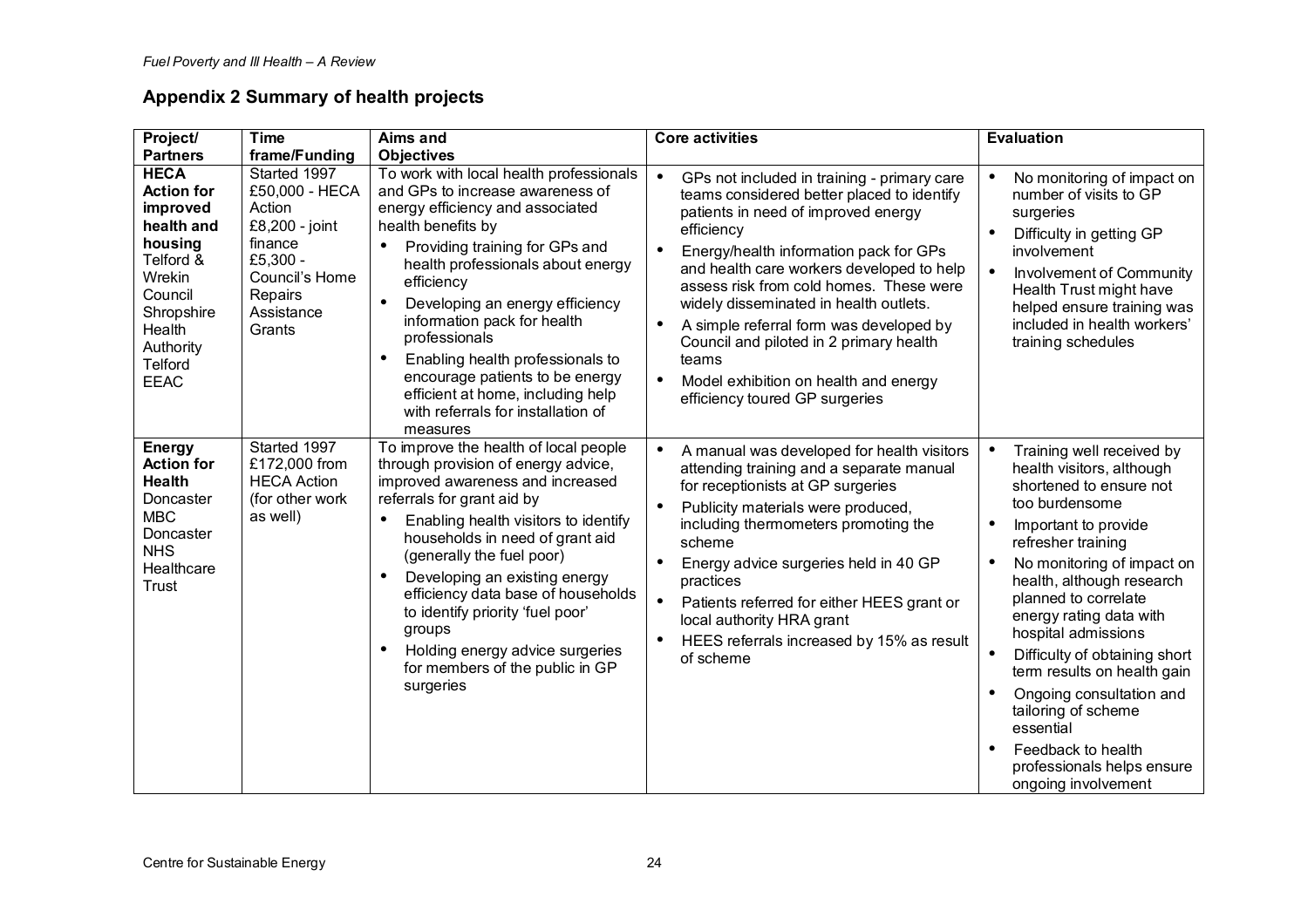## Appendix 2 Summary of health projects

| Project/ Partners | Time frame/Funding | Aims and Objectives | Core activities | Evaluation |
|---|---|---|---|---|
| **HECA Action for improved health and housing** Telford & Wrekin Council Shropshire Health Authority Telford EEAC | Started 1997 £50,000 - HECA Action £8,200 - joint finance £5,300 - Council's Home Repairs Assistance Grants | To work with local health professionals and GPs to increase awareness of energy efficiency and associated health benefits by<br>• Providing training for GPs and health professionals about energy efficiency<br>• Developing an energy efficiency information pack for health professionals<br>• Enabling health professionals to encourage patients to be energy efficient at home, including help with referrals for installation of measures | • GPs not included in training - primary care teams considered better placed to identify patients in need of improved energy efficiency<br>• Energy/health information pack for GPs and health care workers developed to help assess risk from cold homes. These were widely disseminated in health outlets.<br>• A simple referral form was developed by Council and piloted in 2 primary health teams<br>• Model exhibition on health and energy efficiency toured GP surgeries | • No monitoring of impact on number of visits to GP surgeries<br>• Difficulty in getting GP involvement<br>• Involvement of Community Health Trust might have helped ensure training was included in health workers' training schedules |
| **Energy Action for Health** Doncaster MBC Doncaster NHS Healthcare Trust | Started 1997 £172,000 from HECA Action (for other work as well) | To improve the health of local people through provision of energy advice, improved awareness and increased referrals for grant aid by<br>• Enabling health visitors to identify households in need of grant aid (generally the fuel poor)<br>• Developing an existing energy efficiency data base of households to identify priority 'fuel poor' groups<br>• Holding energy advice surgeries for members of the public in GP surgeries | • A manual was developed for health visitors attending training and a separate manual for receptionists at GP surgeries<br>• Publicity materials were produced, including thermometers promoting the scheme<br>• Energy advice surgeries held in 40 GP practices<br>• Patients referred for either HEES grant or local authority HRA grant<br>• HEES referrals increased by 15% as result of scheme | • Training well received by health visitors, although shortened to ensure not too burdensome<br>• Important to provide refresher training<br>• No monitoring of impact on health, although research planned to correlate energy rating data with hospital admissions<br>• Difficulty of obtaining short term results on health gain<br>• Ongoing consultation and tailoring of scheme essential<br>• Feedback to health professionals helps ensure ongoing involvement |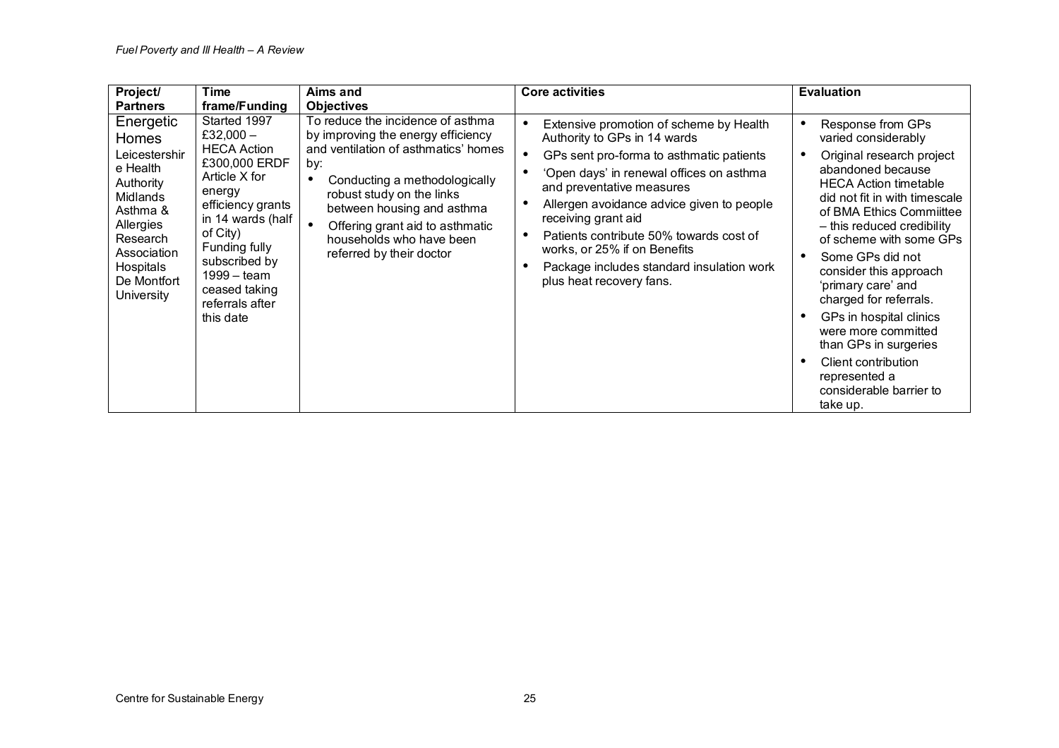| Project/ Partners | Time frame/Funding | Aims and Objectives | Core activities | Evaluation |
|---|---|---|---|---|
| Energetic Homes<br>Leicestershire Health Authority Midlands Asthma & Allergies Research Association Hospitals De Montfort University | Started 1997 £32,000 – HECA Action £300,000 ERDF Article X for energy efficiency grants in 14 wards (half of City) Funding fully subscribed by 1999 – team ceased taking referrals after this date | To reduce the incidence of asthma by improving the energy efficiency and ventilation of asthmatics' homes by:<br>• Conducting a methodologically robust study on the links between housing and asthma<br>• Offering grant aid to asthmatic households who have been referred by their doctor | • Extensive promotion of scheme by Health Authority to GPs in 14 wards<br>• GPs sent pro-forma to asthmatic patients<br>• 'Open days' in renewal offices on asthma and preventative measures<br>• Allergen avoidance advice given to people receiving grant aid<br>• Patients contribute 50% towards cost of works, or 25% if on Benefits<br>• Package includes standard insulation work plus heat recovery fans. | • Response from GPs varied considerably<br>• Original research project abandoned because HECA Action timetable did not fit in with timescale of BMA Ethics Commiittee – this reduced credibility of scheme with some GPs<br>• Some GPs did not consider this approach 'primary care' and charged for referrals.<br>• GPs in hospital clinics were more committed than GPs in surgeries<br>• Client contribution represented a considerable barrier to take up. |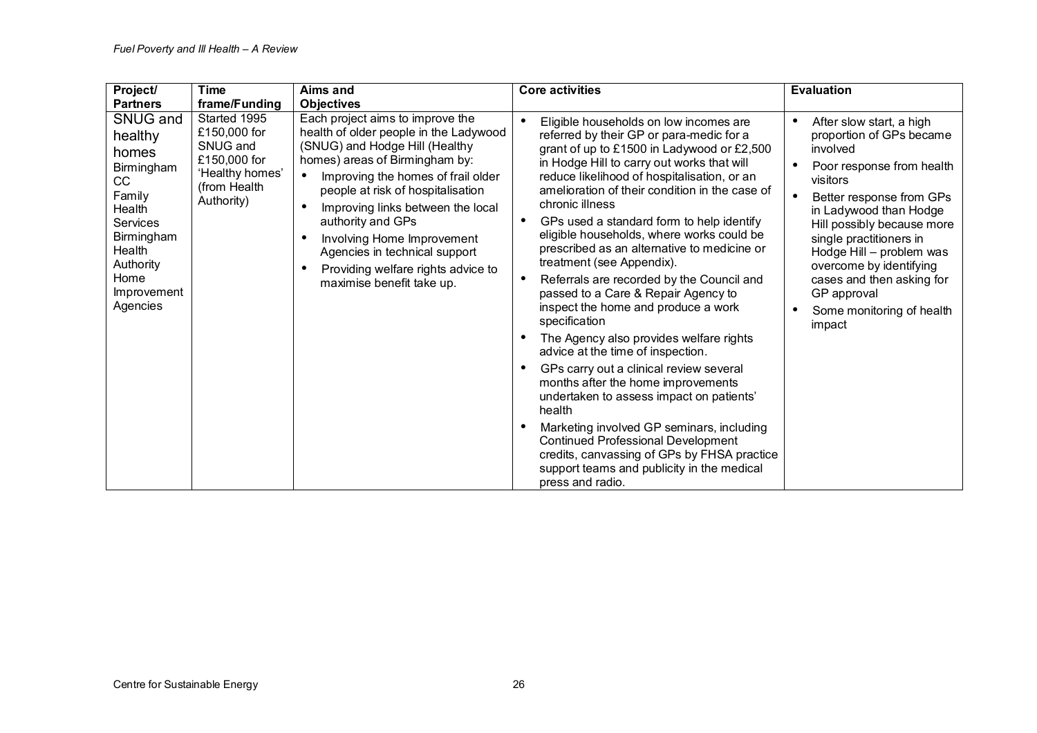| Project/ Partners | Time frame/Funding | Aims and Objectives | Core activities | Evaluation |
|---|---|---|---|---|
| SNUG and healthy homes<br>Birmingham CC<br>Family Health Services<br>Birmingham Health Authority<br>Home Improvement Agencies | Started 1995<br>£150,000 for SNUG and £150,000 for 'Healthy homes' (from Health Authority) | Each project aims to improve the health of older people in the Ladywood (SNUG) and Hodge Hill (Healthy homes) areas of Birmingham by:<br>• Improving the homes of frail older people at risk of hospitalisation<br>• Improving links between the local authority and GPs<br>• Involving Home Improvement Agencies in technical support<br>• Providing welfare rights advice to maximise benefit take up. | • Eligible households on low incomes are referred by their GP or para-medic for a grant of up to £1500 in Ladywood or £2,500 in Hodge Hill to carry out works that will reduce likelihood of hospitalisation, or an amelioration of their condition in the case of chronic illness<br>• GPs used a standard form to help identify eligible households, where works could be prescribed as an alternative to medicine or treatment (see Appendix).<br>• Referrals are recorded by the Council and passed to a Care & Repair Agency to inspect the home and produce a work specification<br>• The Agency also provides welfare rights advice at the time of inspection.<br>• GPs carry out a clinical review several months after the home improvements undertaken to assess impact on patients' health<br>• Marketing involved GP seminars, including Continued Professional Development credits, canvassing of GPs by FHSA practice support teams and publicity in the medical press and radio. | • After slow start, a high proportion of GPs became involved<br>• Poor response from health visitors<br>• Better response from GPs in Ladywood than Hodge Hill possibly because more single practitioners in Hodge Hill – problem was overcome by identifying cases and then asking for GP approval<br>• Some monitoring of health impact |